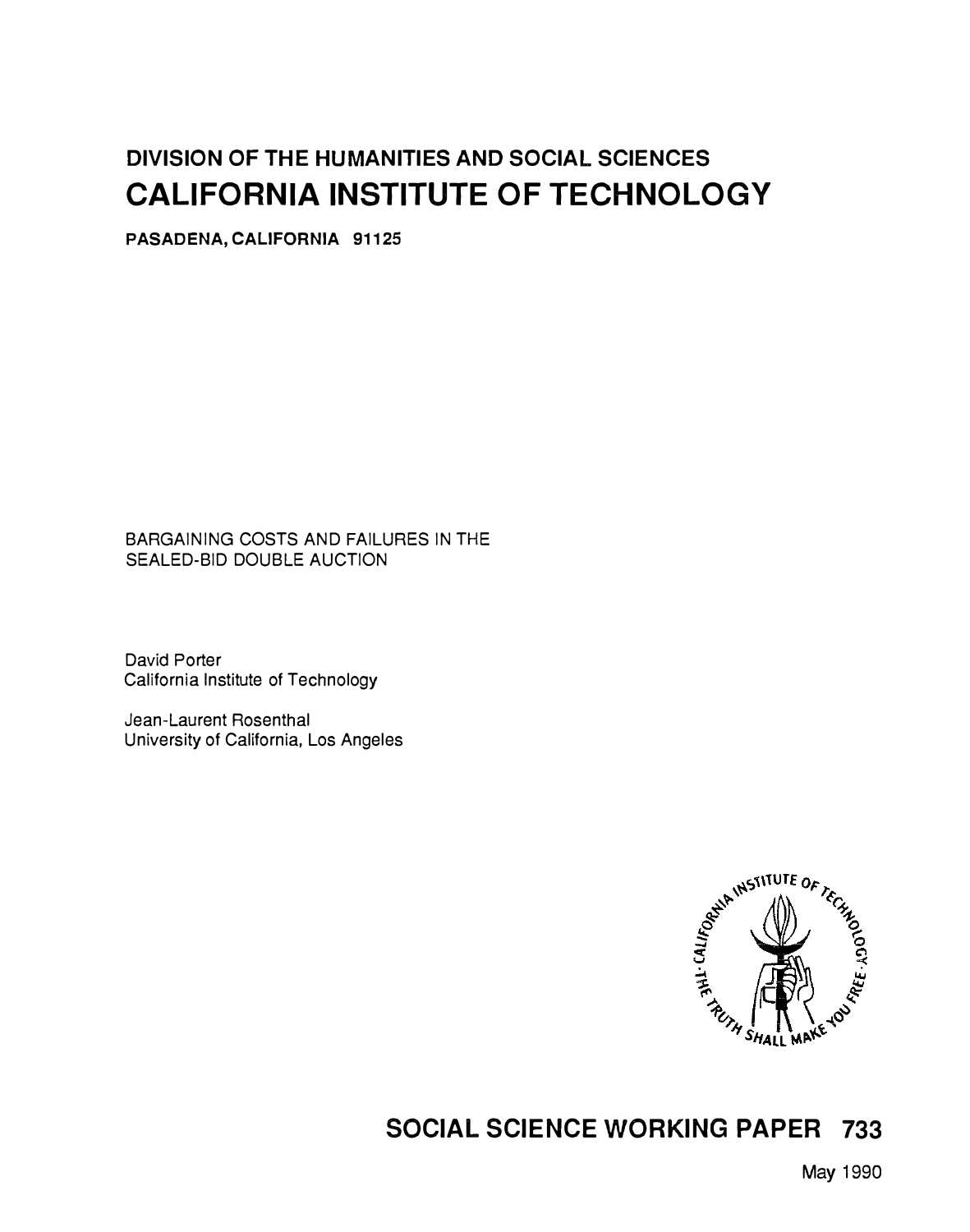**DIVISION OF THE HUMANITIES AND SOCIAL SCIENCES**

# CALIFORNIA INSTITUTE OF TECHNOLOGY

**PASADENA, CALIFORNIA 91125**

BARGAINING COSTS AND FAILURES IN THE SEALED-BID DOUBLE AUCTION

David Porter
California Institute of Technology

Jean-Laurent Rosenthal
University of California, Los Angeles

## SOCIAL SCIENCE WORKING PAPER 733

May 1990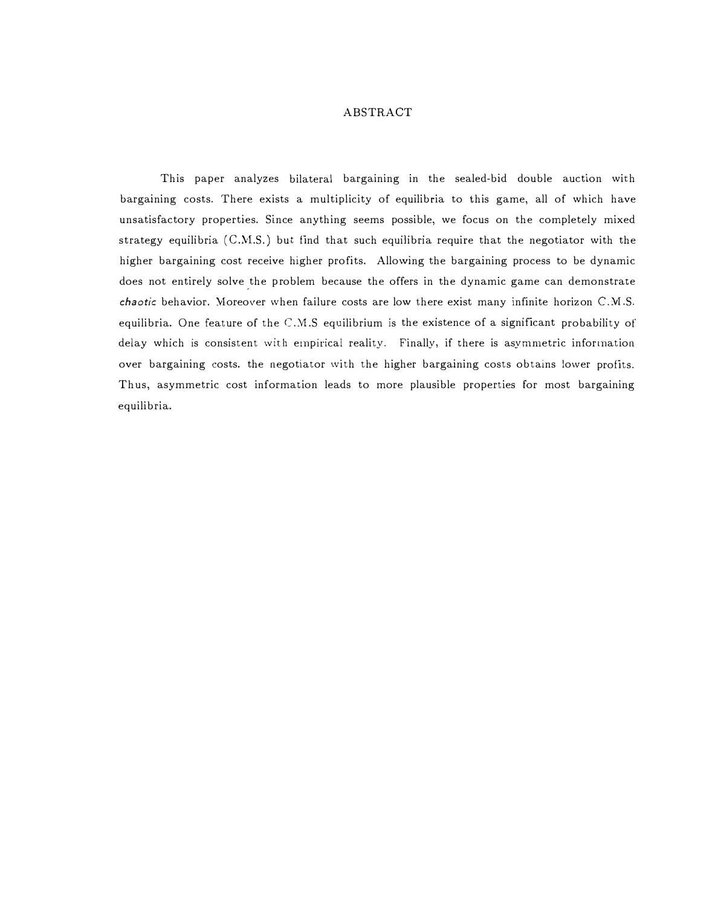# ABSTRACT

This paper analyzes bilateral bargaining in the sealed-bid double auction with bargaining costs. There exists a multiplicity of equilibria to this game, all of which have unsatisfactory properties. Since anything seems possible, we focus on the completely mixed strategy equilibria (C.M.S.) but find that such equilibria require that the negotiator with the higher bargaining cost receive higher profits. Allowing the bargaining process to be dynamic does not entirely solve the problem because the offers in the dynamic game can demonstrate *chaotic* behavior. Moreover when failure costs are low there exist many infinite horizon C.M.S. equilibria. One feature of the C.M.S equilibrium is the existence of a significant probability of delay which is consistent with empirical reality. Finally, if there is asymmetric information over bargaining costs. the negotiator with the higher bargaining costs obtains lower profits. Thus, asymmetric cost information leads to more plausible properties for most bargaining equilibria.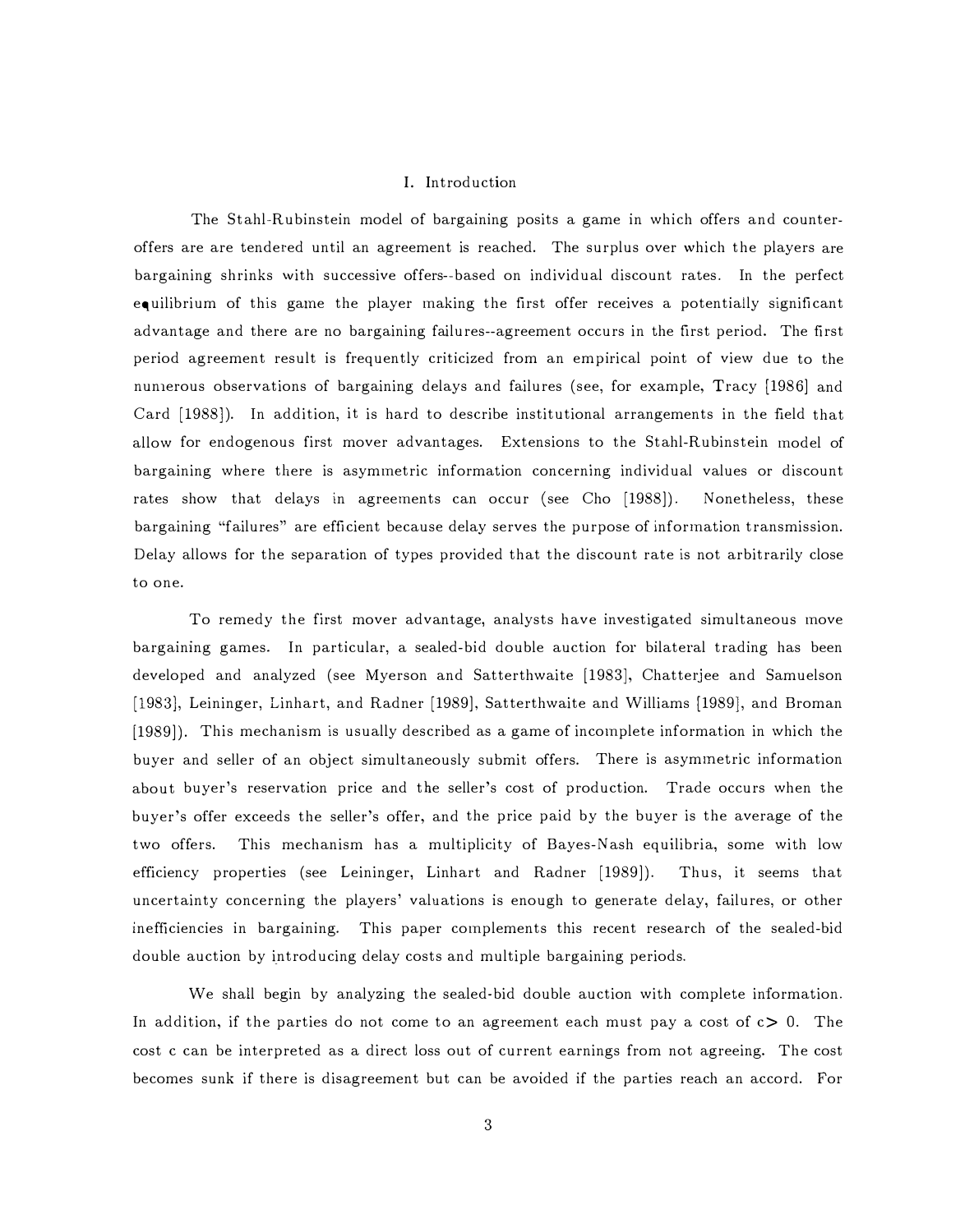## I. Introduction

The Stahl-Rubinstein model of bargaining posits a game in which offers and counter-offers are are tendered until an agreement is reached. The surplus over which the players are bargaining shrinks with successive offers--based on individual discount rates. In the perfect equilibrium of this game the player making the first offer receives a potentially significant advantage and there are no bargaining failures--agreement occurs in the first period. The first period agreement result is frequently criticized from an empirical point of view due to the numerous observations of bargaining delays and failures (see, for example, Tracy [1986] and Card [1988]). In addition, it is hard to describe institutional arrangements in the field that allow for endogenous first mover advantages. Extensions to the Stahl-Rubinstein model of bargaining where there is asymmetric information concerning individual values or discount rates show that delays in agreements can occur (see Cho [1988]). Nonetheless, these bargaining "failures" are efficient because delay serves the purpose of information transmission. Delay allows for the separation of types provided that the discount rate is not arbitrarily close to one.

To remedy the first mover advantage, analysts have investigated simultaneous move bargaining games. In particular, a sealed-bid double auction for bilateral trading has been developed and analyzed (see Myerson and Satterthwaite [1983], Chatterjee and Samuelson [1983], Leininger, Linhart, and Radner [1989], Satterthwaite and Williams [1989], and Broman [1989]). This mechanism is usually described as a game of incomplete information in which the buyer and seller of an object simultaneously submit offers. There is asymmetric information about buyer's reservation price and the seller's cost of production. Trade occurs when the buyer's offer exceeds the seller's offer, and the price paid by the buyer is the average of the two offers. This mechanism has a multiplicity of Bayes-Nash equilibria, some with low efficiency properties (see Leininger, Linhart and Radner [1989]). Thus, it seems that uncertainty concerning the players' valuations is enough to generate delay, failures, or other inefficiencies in bargaining. This paper complements this recent research of the sealed-bid double auction by introducing delay costs and multiple bargaining periods.

We shall begin by analyzing the sealed-bid double auction with complete information. In addition, if the parties do not come to an agreement each must pay a cost of $c > 0$. The cost c can be interpreted as a direct loss out of current earnings from not agreeing. The cost becomes sunk if there is disagreement but can be avoided if the parties reach an accord. For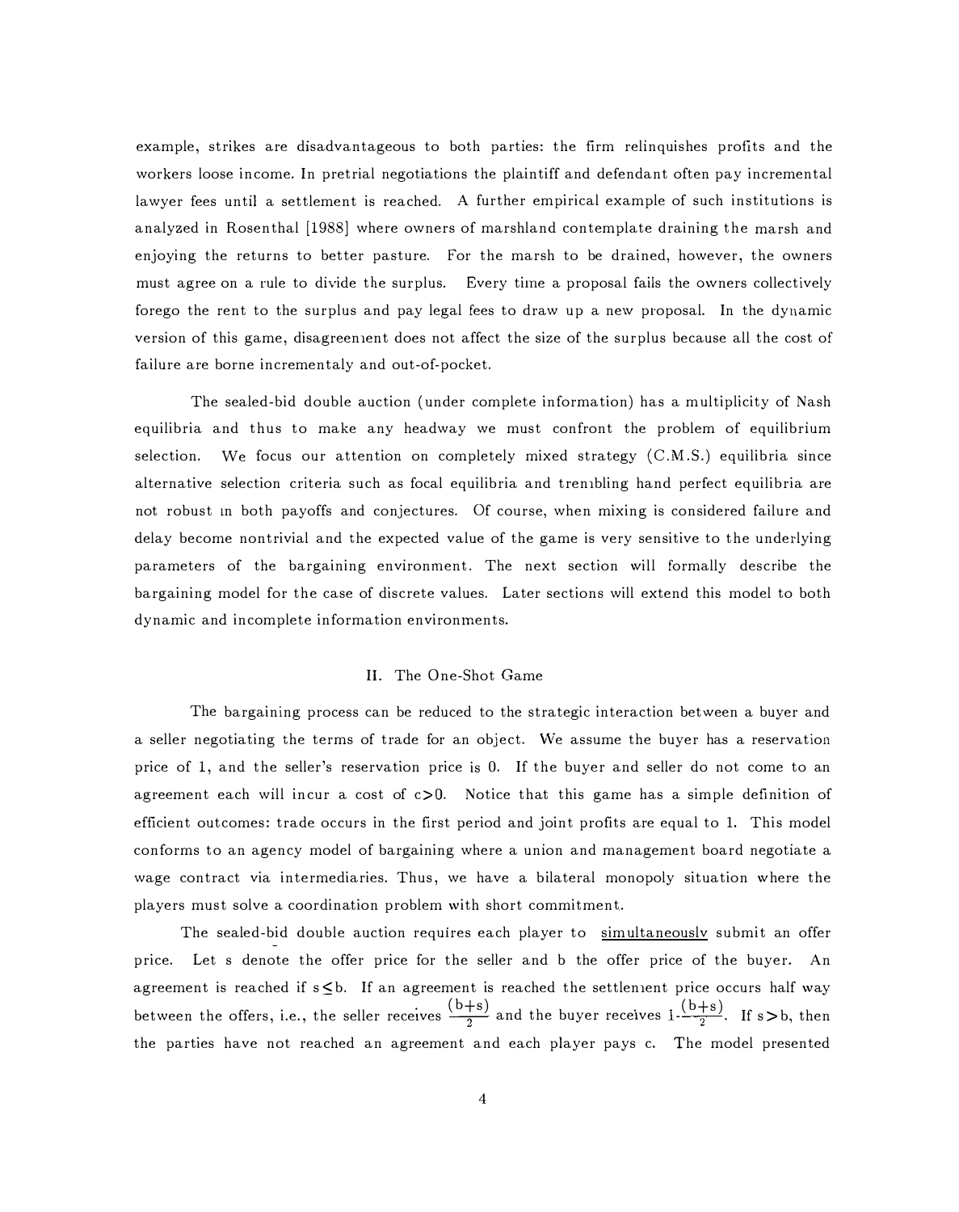example, strikes are disadvantageous to both parties: the firm relinquishes profits and the workers loose income. In pretrial negotiations the plaintiff and defendant often pay incremental lawyer fees until a settlement is reached. A further empirical example of such institutions is analyzed in Rosenthal [1988] where owners of marshland contemplate draining the marsh and enjoying the returns to better pasture. For the marsh to be drained, however, the owners must agree on a rule to divide the surplus. Every time a proposal fails the owners collectively forego the rent to the surplus and pay legal fees to draw up a new proposal. In the dynamic version of this game, disagreement does not affect the size of the surplus because all the cost of failure are borne incrementaly and out-of-pocket.

The sealed-bid double auction (under complete information) has a multiplicity of Nash equilibria and thus to make any headway we must confront the problem of equilibrium selection. We focus our attention on completely mixed strategy (C.M.S.) equilibria since alternative selection criteria such as focal equilibria and trembling hand perfect equilibria are not robust in both payoffs and conjectures. Of course, when mixing is considered failure and delay become nontrivial and the expected value of the game is very sensitive to the underlying parameters of the bargaining environment. The next section will formally describe the bargaining model for the case of discrete values. Later sections will extend this model to both dynamic and incomplete information environments.

## II. The One-Shot Game

The bargaining process can be reduced to the strategic interaction between a buyer and a seller negotiating the terms of trade for an object. We assume the buyer has a reservation price of 1, and the seller's reservation price is 0. If the buyer and seller do not come to an agreement each will incur a cost of $c>0$. Notice that this game has a simple definition of efficient outcomes: trade occurs in the first period and joint profits are equal to 1. This model conforms to an agency model of bargaining where a union and management board negotiate a wage contract via intermediaries. Thus, we have a bilateral monopoly situation where the players must solve a coordination problem with short commitment.

The sealed-bid double auction requires each player to simultaneously submit an offer price. Let s denote the offer price for the seller and b the offer price of the buyer. An agreement is reached if $s \leq b$. If an agreement is reached the settlement price occurs half way between the offers, i.e., the seller receives $\frac{(b+s)}{2}$ and the buyer receives $1-\frac{(b+s)}{2}$. If $s>b$, then the parties have not reached an agreement and each player pays c. The model presented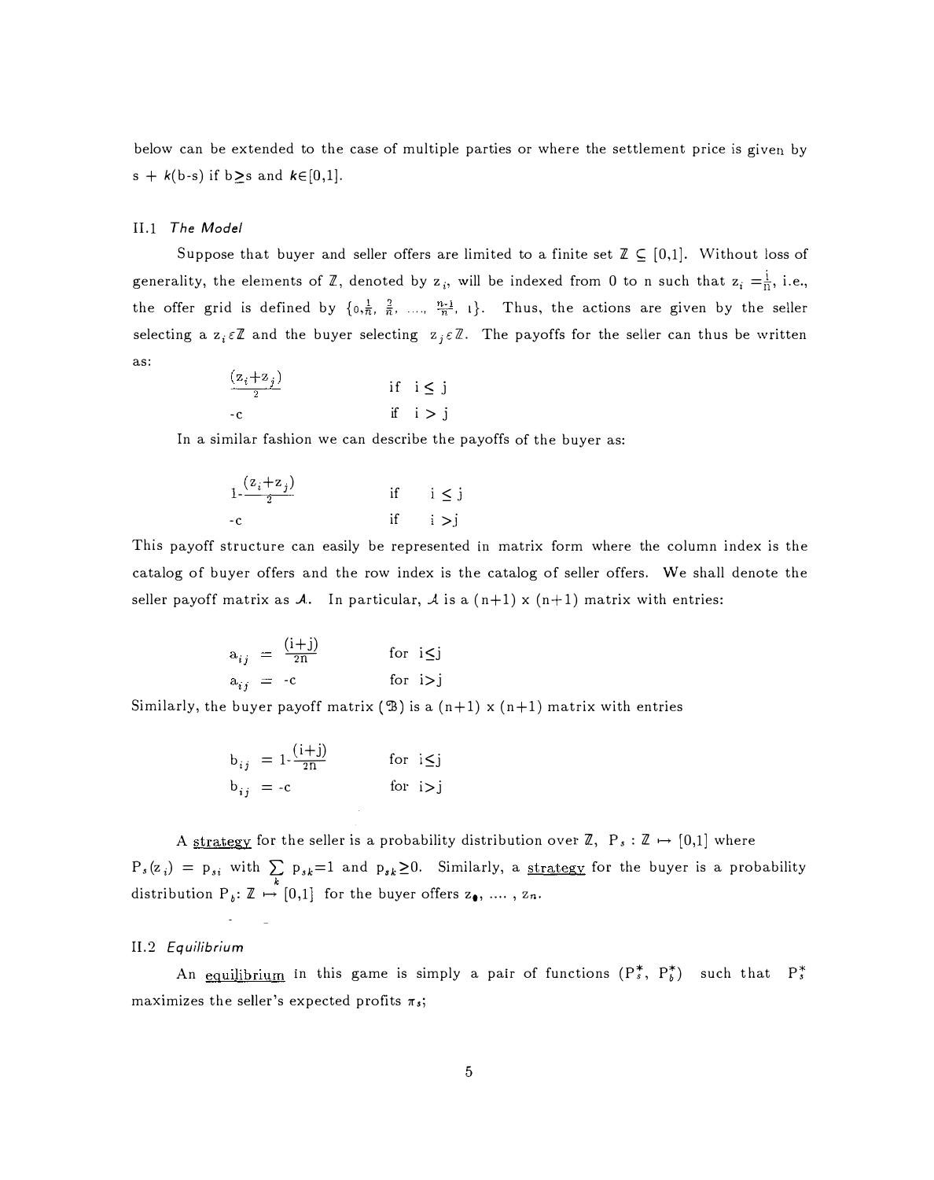below can be extended to the case of multiple parties or where the settlement price is given by $s + k(b\text{-}s)$ if $b \geq s$ and $k \in [0,1]$.

### II.1 *The Model*

Suppose that buyer and seller offers are limited to a finite set $\mathbb{Z} \subseteq [0,1]$. Without loss of generality, the elements of $\mathbb{Z}$, denoted by $z_i$, will be indexed from 0 to n such that $z_i = \frac{i}{n}$, i.e., the offer grid is defined by $\{0, \frac{1}{n}, \frac{2}{n}, \ldots, \frac{n-1}{n}, 1\}$. Thus, the actions are given by the seller selecting a $z_i \in \mathbb{Z}$ and the buyer selecting $z_j \in \mathbb{Z}$. The payoffs for the seller can thus be written as:

$$
\begin{array}{ll}
\frac{(z_i+z_j)}{2} & \text{if } i \leq j \\
-c & \text{if } i > j
\end{array}
$$

In a similar fashion we can describe the payoffs of the buyer as:

$$
\begin{array}{ll}
1-\frac{(z_i+z_j)}{2} & \text{if } i \leq j \\
-c & \text{if } i > j
\end{array}
$$

This payoff structure can easily be represented in matrix form where the column index is the catalog of buyer offers and the row index is the catalog of seller offers. We shall denote the seller payoff matrix as $\mathcal{A}$. In particular, $\mathcal{A}$ is a $(n+1) \times (n+1)$ matrix with entries:

$$
\begin{array}{ll}
a_{ij} = \frac{(i+j)}{2n} & \text{for } i \leq j \\
a_{ij} = -c & \text{for } i > j
\end{array}
$$

Similarly, the buyer payoff matrix ($\mathcal{B}$) is a $(n+1) \times (n+1)$ matrix with entries

$$
\begin{array}{ll}
b_{ij} = 1-\frac{(i+j)}{2n} & \text{for } i \leq j \\
b_{ij} = -c & \text{for } i > j
\end{array}
$$

A <u>strategy</u> for the seller is a probability distribution over $\mathbb{Z}$, $P_s : \mathbb{Z} \mapsto [0,1]$ where $P_s(z_i) = p_{si}$ with $\sum_k p_{sk} = 1$ and $p_{sk} \geq 0$. Similarly, a <u>strategy</u> for the buyer is a probability distribution $P_b$: $\mathbb{Z} \mapsto [0,1]$ for the buyer offers $z_0, \ldots, z_n$.

### II.2 *Equilibrium*

An <u>equilibrium</u> in this game is simply a pair of functions $(P_s^*, P_b^*)$ such that $P_s^*$ maximizes the seller's expected profits $\pi_s$;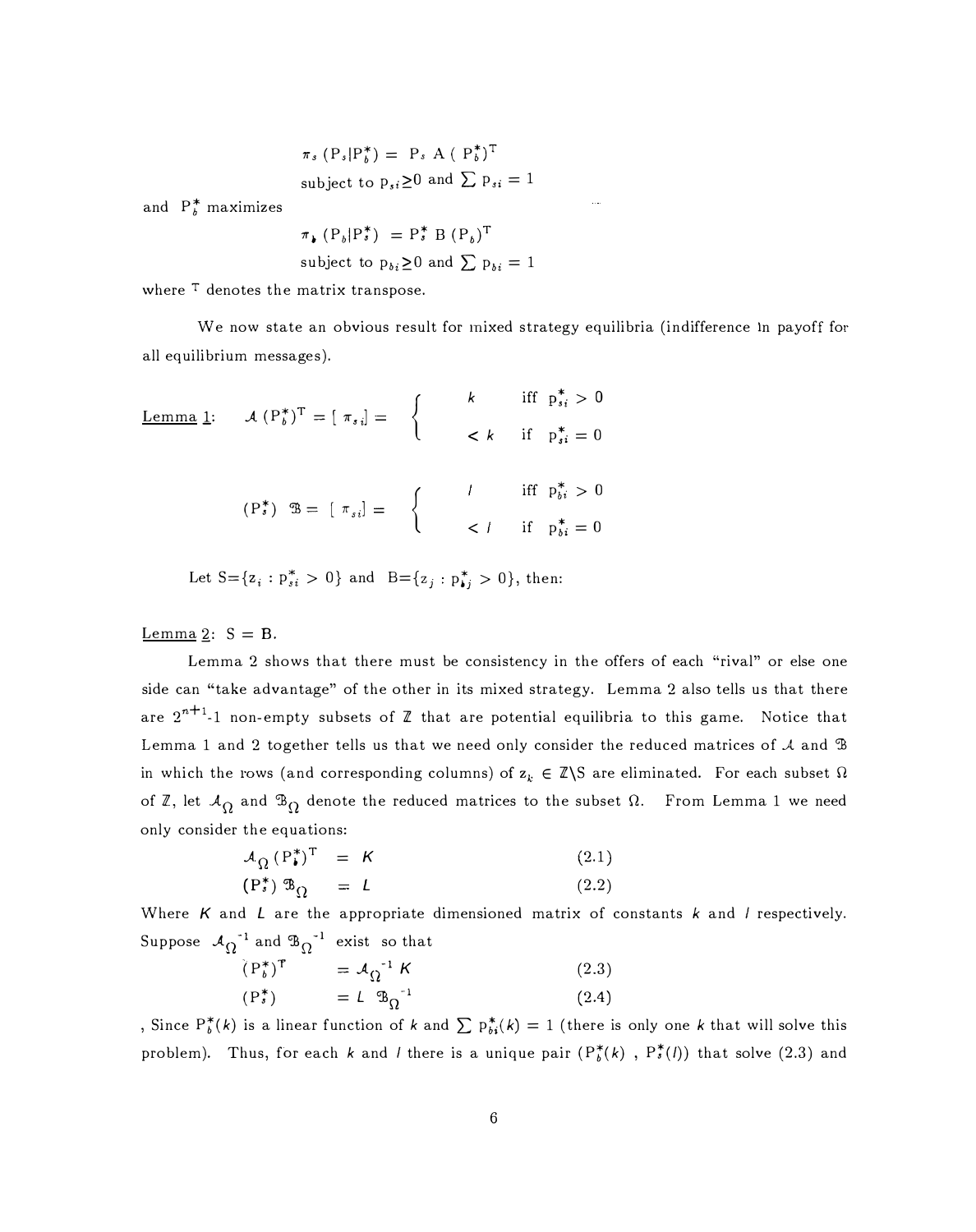$$\pi_s(P_s|P_b^*) = P_s A (P_b^*)^T$$

subject to $p_{si} \geq 0$ and $\sum p_{si} = 1$

and $P_b^*$ maximizes

$$\pi_b(P_b|P_s^*) = P_s^* B (P_b)^T$$

subject to $p_{bi} \geq 0$ and $\sum p_{bi} = 1$

where $^T$ denotes the matrix transpose.

We now state an obvious result for mixed strategy equilibria (indifference in payoff for all equilibrium messages).

Lemma 1: 

$$\mathcal{A}(P_b^*)^T = [\pi_{si}] = \begin{cases} k & \text{iff } p_{si}^* > 0 \\ < k & \text{if } p_{si}^* = 0 \end{cases}$$

$$(P_s^*)\ \mathcal{B} = [\pi_{si}] = \begin{cases} l & \text{iff } p_{bi}^* > 0 \\ < l & \text{if } p_{bi}^* = 0 \end{cases}$$

Let $S=\{z_i : p_{si}^* > 0\}$ and $B=\{z_j : p_{bj}^* > 0\}$, then:

Lemma 2: $S = B$.

Lemma 2 shows that there must be consistency in the offers of each "rival" or else one side can "take advantage" of the other in its mixed strategy. Lemma 2 also tells us that there are $2^{n+1}$-1 non-empty subsets of $\mathbb{Z}$ that are potential equilibria to this game. Notice that Lemma 1 and 2 together tells us that we need only consider the reduced matrices of $\mathcal{A}$ and $\mathcal{B}$ in which the rows (and corresponding columns) of $z_k \in \mathbb{Z}\backslash S$ are eliminated. For each subset $\Omega$ of $\mathbb{Z}$, let $\mathcal{A}_\Omega$ and $\mathcal{B}_\Omega$ denote the reduced matrices to the subset $\Omega$. From Lemma 1 we need only consider the equations:

$$\mathcal{A}_\Omega (P_b^*)^T = K \tag{2.1}$$

$$(P_s^*)\ \mathcal{B}_\Omega = L \tag{2.2}$$

Where $K$ and $L$ are the appropriate dimensioned matrix of constants $k$ and $l$ respectively. Suppose $\mathcal{A}_\Omega^{-1}$ and $\mathcal{B}_\Omega^{-1}$ exist so that

$$(P_b^*)^T = \mathcal{A}_\Omega^{-1} K \tag{2.3}$$

$$(P_s^*) = L\ \mathcal{B}_\Omega^{-1} \tag{2.4}$$

, Since $P_b^*(k)$ is a linear function of $k$ and $\sum p_{bi}^*(k) = 1$ (there is only one $k$ that will solve this problem). Thus, for each $k$ and $l$ there is a unique pair $(P_b^*(k)\ ,\ P_s^*(l))$ that solve (2.3) and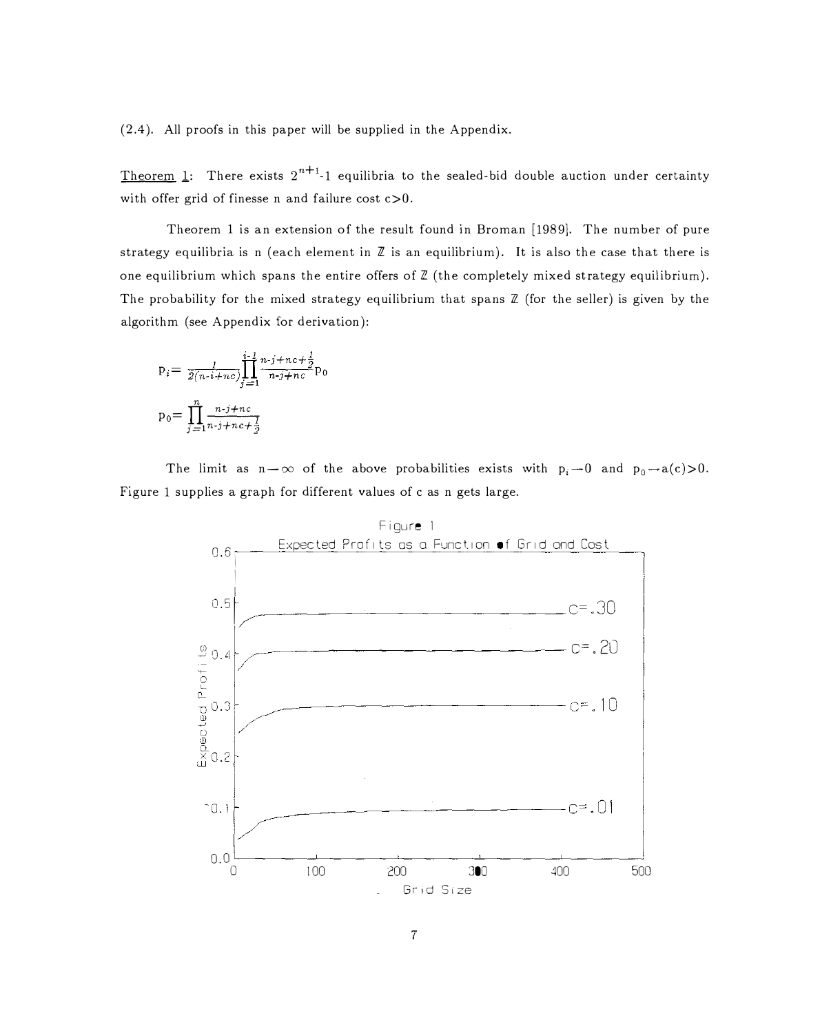(2.4). All proofs in this paper will be supplied in the Appendix.

Theorem 1: There exists $2^{n+1}$-1 equilibria to the sealed-bid double auction under certainty with offer grid of finesse n and failure cost c>0.

Theorem 1 is an extension of the result found in Broman [1989]. The number of pure strategy equilibria is n (each element in $\mathbb{Z}$ is an equilibrium). It is also the case that there is one equilibrium which spans the entire offers of $\mathbb{Z}$ (the completely mixed strategy equilibrium). The probability for the mixed strategy equilibrium that spans $\mathbb{Z}$ (for the seller) is given by the algorithm (see Appendix for derivation):

$$p_i = \frac{1}{2(n-i+nc)} \prod_{j=1}^{i-1} \frac{n-j+nc+\frac{1}{2}}{n-j+nc} p_0$$

$$p_0 = \prod_{j=1}^{n} \frac{n-j+nc}{n-j+nc+\frac{1}{2}}$$

The limit as $n \to \infty$ of the above probabilities exists with $p_i \to 0$ and $p_0 \to a(c) > 0$. Figure 1 supplies a graph for different values of c as n gets large.

Figure 1

Expected Profits as a Function of Grid and Cost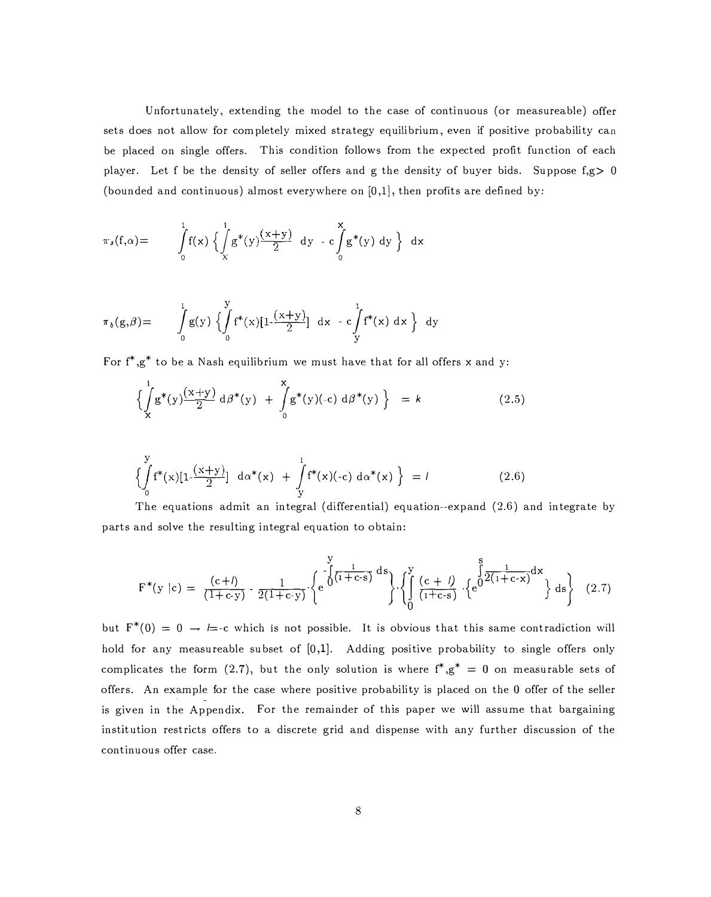Unfortunately, extending the model to the case of continuous (or measureable) offer sets does not allow for completely mixed strategy equilibrium, even if positive probability can be placed on single offers. This condition follows from the expected profit function of each player. Let f be the density of seller offers and g the density of buyer bids. Suppose f,g> 0 (bounded and continuous) almost everywhere on [0,1], then profits are defined by:

$$\pi_s(f,\alpha)= \int_0^1 f(x) \left\{ \int_x^1 g^*(y)\frac{(x+y)}{2} \, dy - c\int_0^x g^*(y) \, dy \right\} dx$$

$$\pi_b(g,\beta)= \int_0^1 g(y) \left\{ \int_0^y f^*(x)[1-\frac{(x+y)}{2}] \, dx - c\int_y^1 f^*(x) \, dx \right\} dy$$

For $f^*,g^*$ to be a Nash equilibrium we must have that for all offers x and y:

$$\left\{ \int_x^1 g^*(y)\frac{(x+y)}{2} \, d\beta^*(y) + \int_0^x g^*(y)(-c) \, d\beta^*(y) \right\} = k \tag{2.5}$$

$$\left\{ \int_0^y f^*(x)[1-\frac{(x+y)}{2}] \, d\alpha^*(x) + \int_y^1 f^*(x)(-c) \, d\alpha^*(x) \right\} = l \tag{2.6}$$

The equations admit an integral (differential) equation--expand (2.6) and integrate by parts and solve the resulting integral equation to obtain:

$$F^*(y\,|c) = \frac{(c+l)}{(1+c\text{-}y)} - \frac{1}{2(1+c\text{-}y)} \cdot \left\{ e^{-\int_0^y \frac{1}{(1+c-s)} ds} \right\} \cdot \left\{ \int_0^y \frac{(c+l)}{(1+c\text{-}s)} \cdot \left\{ e^{\int_0^s \frac{1}{2(1+c-x)} dx} \right\} ds \right\} \tag{2.7}$$

but $F^*(0) = 0 \rightarrow l = -c$ which is not possible. It is obvious that this same contradiction will hold for any measureable subset of [0,1]. Adding positive probability to single offers only complicates the form (2.7), but the only solution is where $f^*,g^* = 0$ on measurable sets of offers. An example for the case where positive probability is placed on the 0 offer of the seller is given in the Appendix. For the remainder of this paper we will assume that bargaining institution restricts offers to a discrete grid and dispense with any further discussion of the continuous offer case.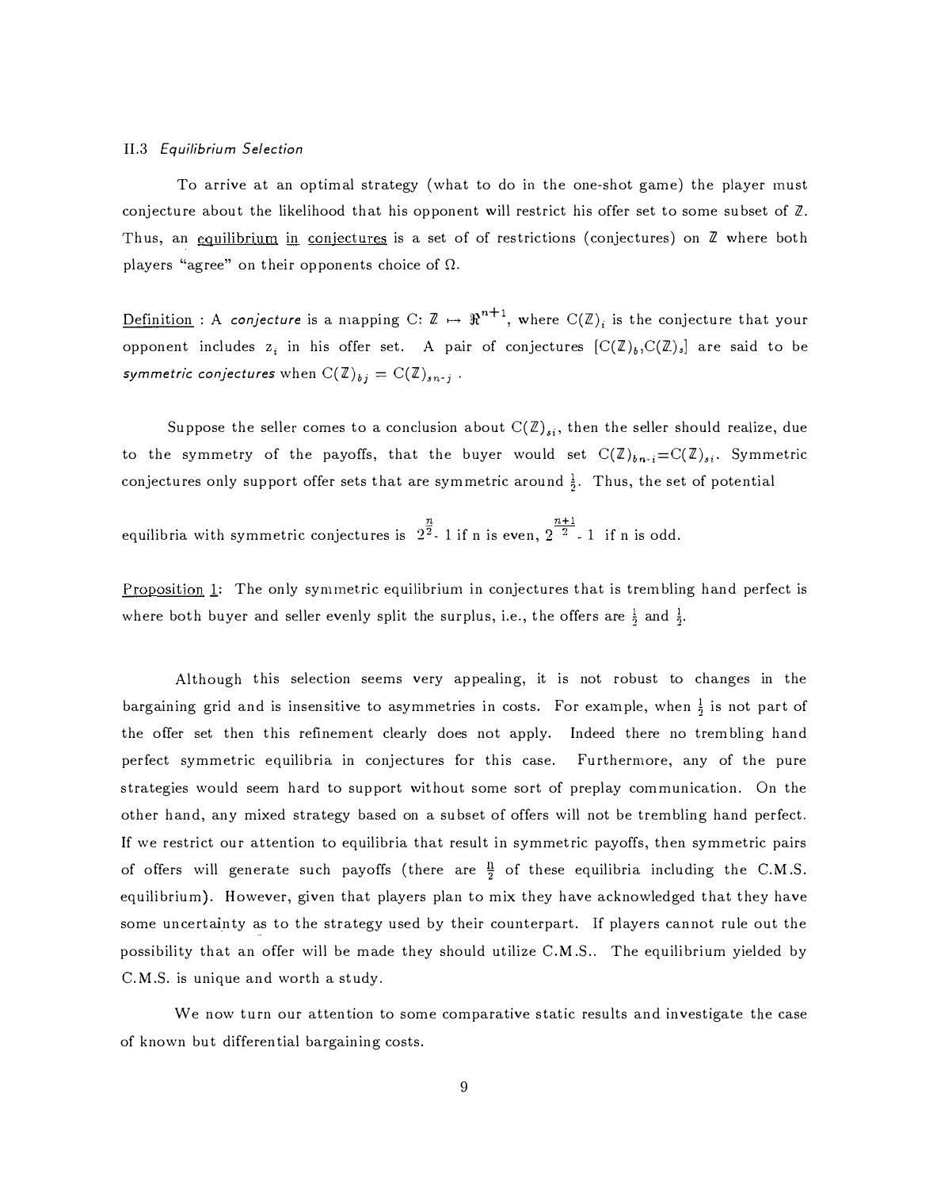### II.3 *Equilibrium Selection*

To arrive at an optimal strategy (what to do in the one-shot game) the player must conjecture about the likelihood that his opponent will restrict his offer set to some subset of $\mathbb{Z}$. Thus, an <u>equilibrium in conjectures</u> is a set of of restrictions (conjectures) on $\mathbb{Z}$ where both players "agree" on their opponents choice of $\Omega$.

<u>Definition</u> : A *conjecture* is a mapping C: $\mathbb{Z} \mapsto \Re^{n+1}$, where $C(\mathbb{Z})_i$ is the conjecture that your opponent includes $z_i$ in his offer set. A pair of conjectures $[C(\mathbb{Z})_b, C(\mathbb{Z})_s]$ are said to be *symmetric conjectures* when $C(\mathbb{Z})_{bj} = C(\mathbb{Z})_{sn\text{-}j}$ .

Suppose the seller comes to a conclusion about $C(\mathbb{Z})_{si}$, then the seller should realize, due to the symmetry of the payoffs, that the buyer would set $C(\mathbb{Z})_{bn\text{-}i} = C(\mathbb{Z})_{si}$. Symmetric conjectures only support offer sets that are symmetric around $\frac{1}{2}$. Thus, the set of potential equilibria with symmetric conjectures is $2^{\frac{n}{2}}$- 1 if n is even, $2^{\frac{n+1}{2}}$ - 1 if n is odd.

<u>Proposition 1</u>: The only symmetric equilibrium in conjectures that is trembling hand perfect is where both buyer and seller evenly split the surplus, i.e., the offers are $\frac{1}{2}$ and $\frac{1}{2}$.

Although this selection seems very appealing, it is not robust to changes in the bargaining grid and is insensitive to asymmetries in costs. For example, when $\frac{1}{2}$ is not part of the offer set then this refinement clearly does not apply. Indeed there no trembling hand perfect symmetric equilibria in conjectures for this case. Furthermore, any of the pure strategies would seem hard to support without some sort of preplay communication. On the other hand, any mixed strategy based on a subset of offers will not be trembling hand perfect. If we restrict our attention to equilibria that result in symmetric payoffs, then symmetric pairs of offers will generate such payoffs (there are $\frac{n}{2}$ of these equilibria including the C.M.S. equilibrium). However, given that players plan to mix they have acknowledged that they have some uncertainty as to the strategy used by their counterpart. If players cannot rule out the possibility that an offer will be made they should utilize C.M.S.. The equilibrium yielded by C.M.S. is unique and worth a study.

We now turn our attention to some comparative static results and investigate the case of known but differential bargaining costs.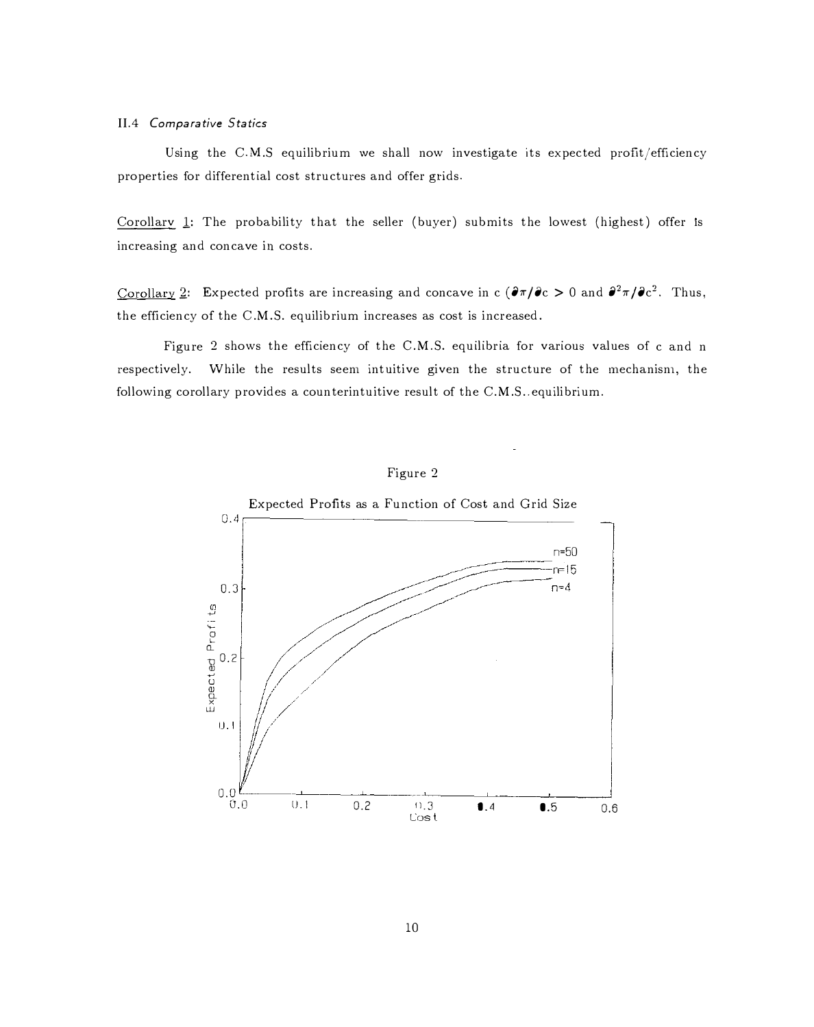### II.4 *Comparative Statics*

Using the C.M.S equilibrium we shall now investigate its expected profit/efficiency properties for differential cost structures and offer grids.

Corollary 1: The probability that the seller (buyer) submits the lowest (highest) offer is increasing and concave in costs.

Corollary 2: Expected profits are increasing and concave in c ($\partial\pi/\partial c > 0$ and $\partial^2\pi/\partial c^2$. Thus, the efficiency of the C.M.S. equilibrium increases as cost is increased.

Figure 2 shows the efficiency of the C.M.S. equilibria for various values of c and n respectively. While the results seem intuitive given the structure of the mechanism, the following corollary provides a counterintuitive result of the C.M.S. equilibrium.

Figure 2

Expected Profits as a Function of Cost and Grid Size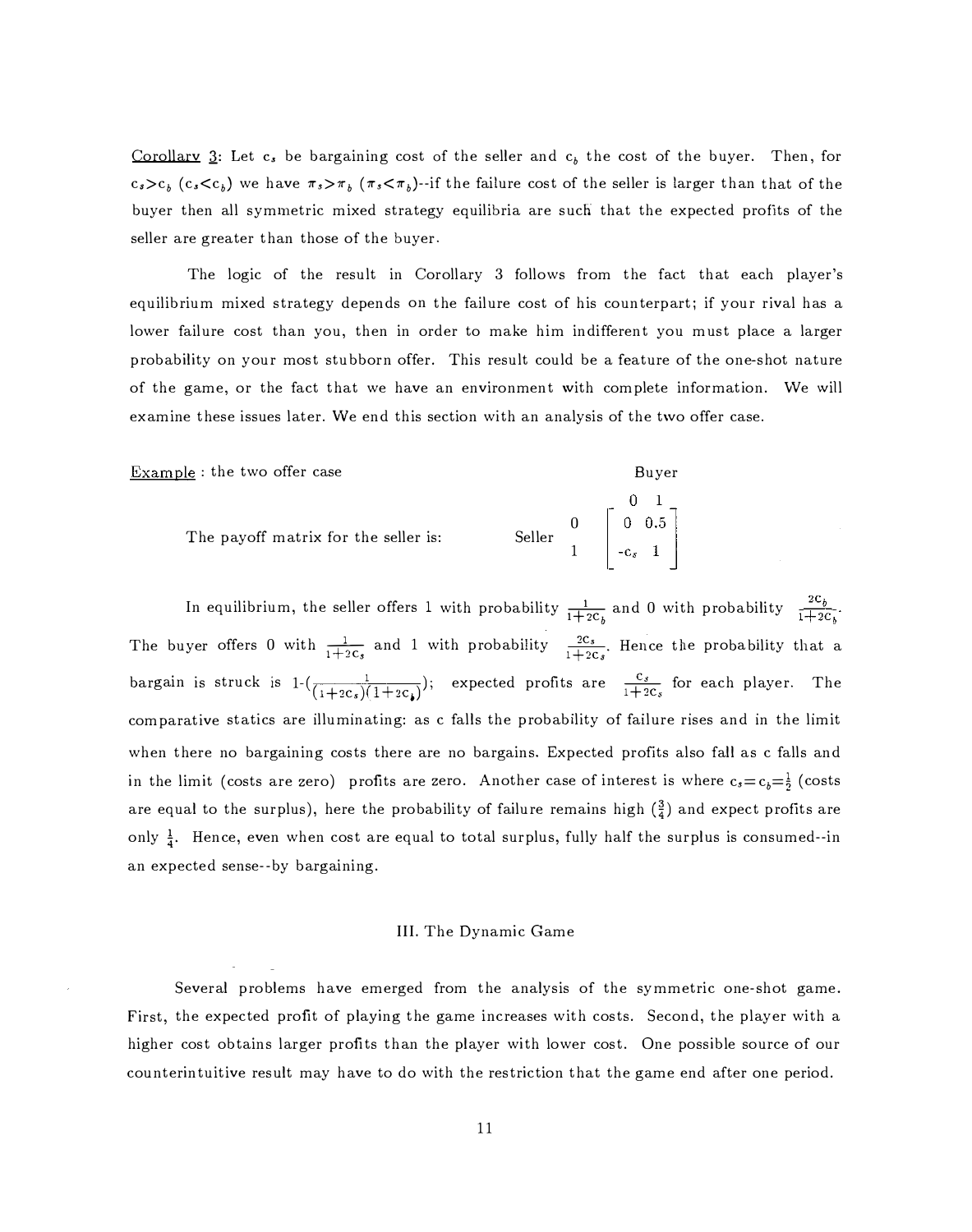Corollary 3: Let $c_s$ be bargaining cost of the seller and $c_b$ the cost of the buyer. Then, for $c_s > c_b$ ($c_s < c_b$) we have $\pi_s > \pi_b$ ($\pi_s < \pi_b$)--if the failure cost of the seller is larger than that of the buyer then all symmetric mixed strategy equilibria are such that the expected profits of the seller are greater than those of the buyer.

The logic of the result in Corollary 3 follows from the fact that each player's equilibrium mixed strategy depends on the failure cost of his counterpart; if your rival has a lower failure cost than you, then in order to make him indifferent you must place a larger probability on your most stubborn offer. This result could be a feature of the one-shot nature of the game, or the fact that we have an environment with complete information. We will examine these issues later. We end this section with an analysis of the two offer case.

Example : the two offer case

The payoff matrix for the seller is:

|  |  | Buyer | |
|---|---|---|---|
|  |  | 0 | 1 |
| Seller | 0 | 0 | 0.5 |
|  | 1 | $-c_s$ | 1 |

In equilibrium, the seller offers 1 with probability $\frac{1}{1+2c_b}$ and 0 with probability $\frac{2c_b}{1+2c_b}$. The buyer offers 0 with $\frac{1}{1+2c_s}$ and 1 with probability $\frac{2c_s}{1+2c_s}$. Hence the probability that a bargain is struck is $1\text{-}(\frac{1}{(1+2c_s)(1+2c_b)})$; expected profits are $\frac{c_s}{1+2c_s}$ for each player. The comparative statics are illuminating: as c falls the probability of failure rises and in the limit when there no bargaining costs there are no bargains. Expected profits also fall as c falls and in the limit (costs are zero) profits are zero. Another case of interest is where $c_s = c_b = \frac{1}{2}$ (costs are equal to the surplus), here the probability of failure remains high ($\frac{3}{4}$) and expect profits are only $\frac{1}{4}$. Hence, even when cost are equal to total surplus, fully half the surplus is consumed--in an expected sense--by bargaining.

## III. The Dynamic Game

Several problems have emerged from the analysis of the symmetric one-shot game. First, the expected profit of playing the game increases with costs. Second, the player with a higher cost obtains larger profits than the player with lower cost. One possible source of our counterintuitive result may have to do with the restriction that the game end after one period.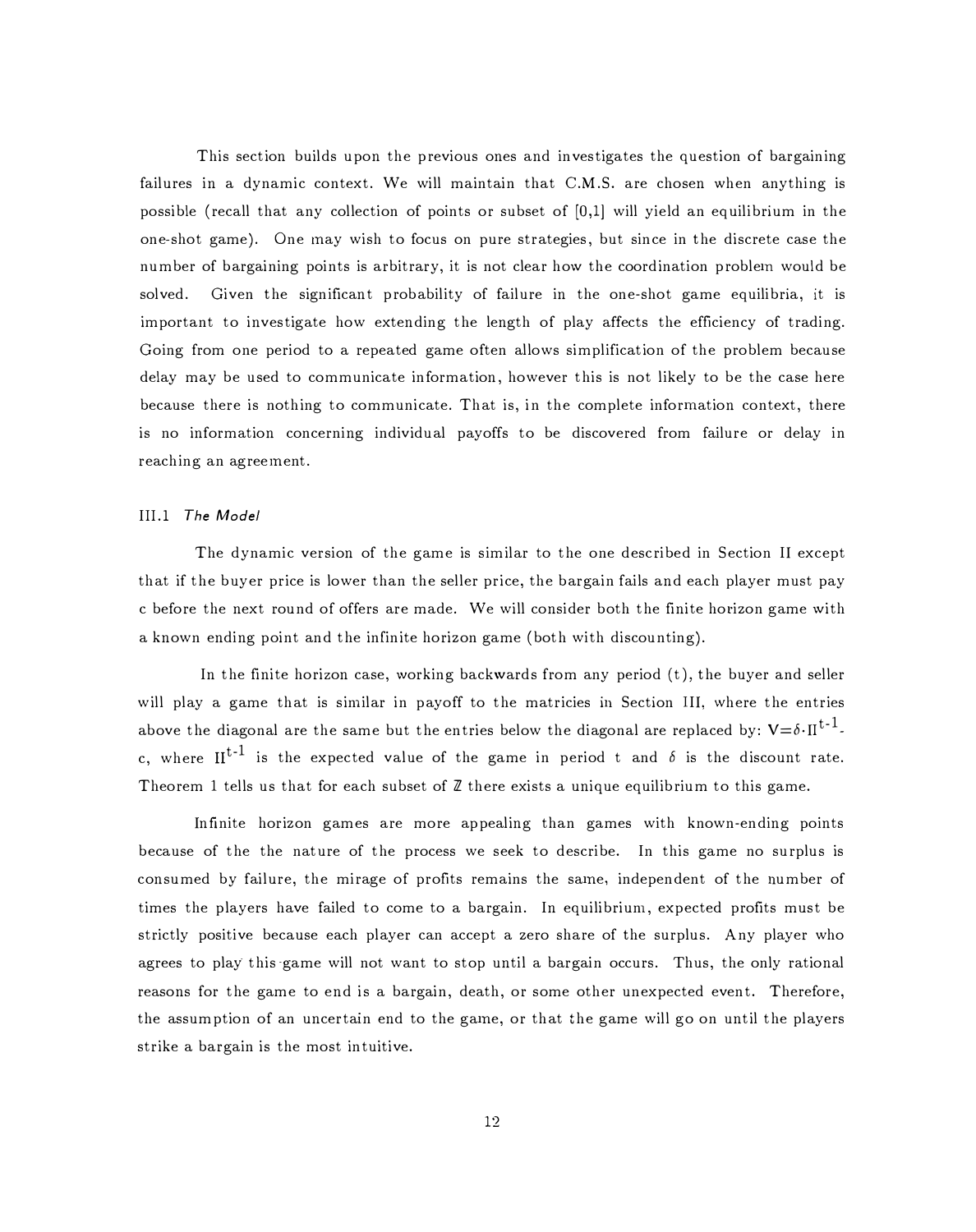This section builds upon the previous ones and investigates the question of bargaining failures in a dynamic context. We will maintain that C.M.S. are chosen when anything is possible (recall that any collection of points or subset of [0,1] will yield an equilibrium in the one-shot game). One may wish to focus on pure strategies, but since in the discrete case the number of bargaining points is arbitrary, it is not clear how the coordination problem would be solved. Given the significant probability of failure in the one-shot game equilibria, it is important to investigate how extending the length of play affects the efficiency of trading. Going from one period to a repeated game often allows simplification of the problem because delay may be used to communicate information, however this is not likely to be the case here because there is nothing to communicate. That is, in the complete information context, there is no information concerning individual payoffs to be discovered from failure or delay in reaching an agreement.

### III.1 *The Model*

The dynamic version of the game is similar to the one described in Section II except that if the buyer price is lower than the seller price, the bargain fails and each player must pay c before the next round of offers are made. We will consider both the finite horizon game with a known ending point and the infinite horizon game (both with discounting).

In the finite horizon case, working backwards from any period (t), the buyer and seller will play a game that is similar in payoff to the matricies in Section III, where the entries above the diagonal are the same but the entries below the diagonal are replaced by: $V=\delta\cdot\Pi^{t-1}-c$, where $\Pi^{t-1}$ is the expected value of the game in period t and $\delta$ is the discount rate. Theorem 1 tells us that for each subset of $\mathbb{Z}$ there exists a unique equilibrium to this game.

Infinite horizon games are more appealing than games with known-ending points because of the the nature of the process we seek to describe. In this game no surplus is consumed by failure, the mirage of profits remains the same, independent of the number of times the players have failed to come to a bargain. In equilibrium, expected profits must be strictly positive because each player can accept a zero share of the surplus. Any player who agrees to play this game will not want to stop until a bargain occurs. Thus, the only rational reasons for the game to end is a bargain, death, or some other unexpected event. Therefore, the assumption of an uncertain end to the game, or that the game will go on until the players strike a bargain is the most intuitive.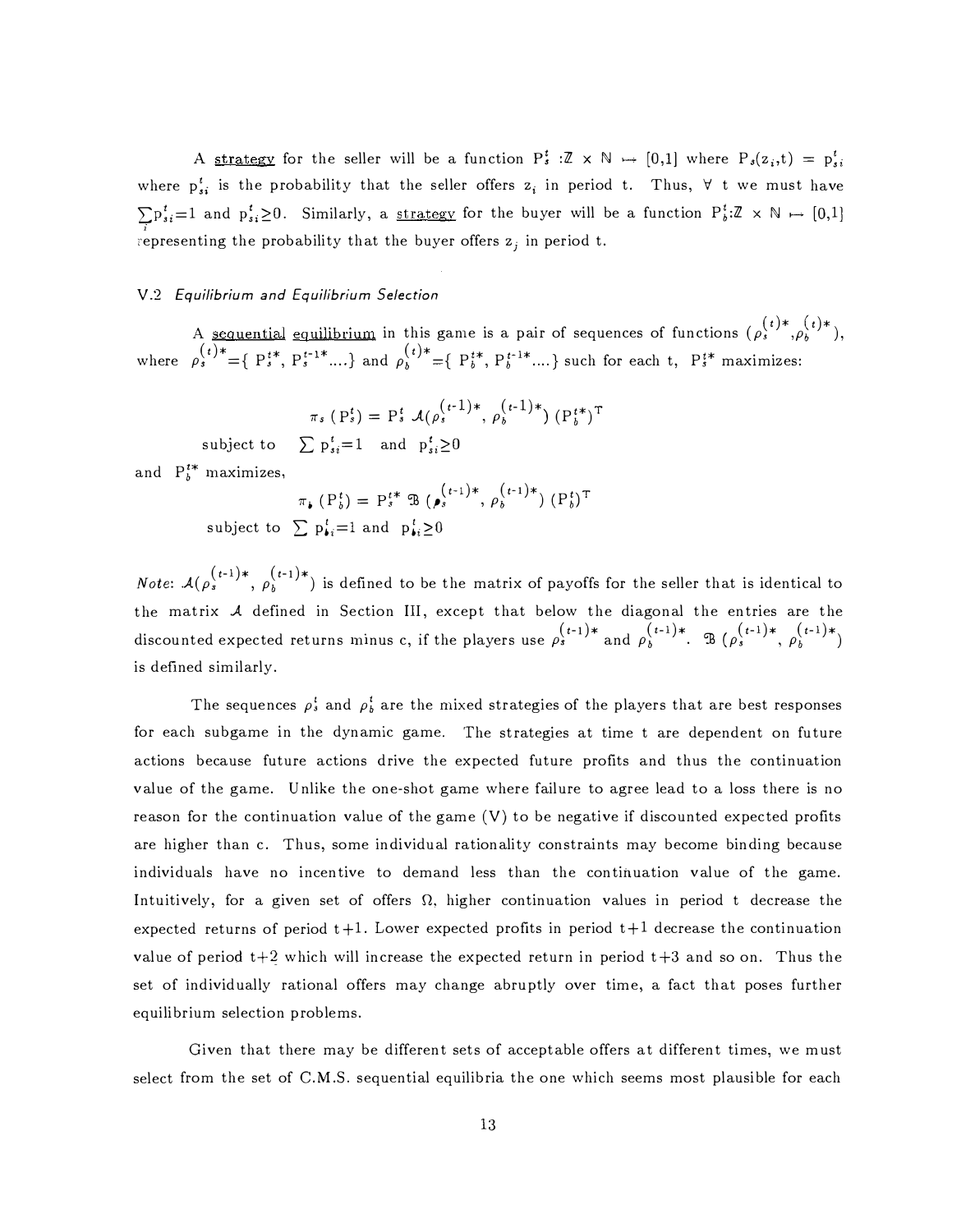A <u>strategy</u> for the seller will be a function $P_s^t : \mathbb{Z} \times \mathbb{N} \mapsto [0,1]$ where $P_s(z_i,t) = p_{si}^t$ where $p_{si}^t$ is the probability that the seller offers $z_i$ in period t. Thus, $\forall$ t we must have $\sum_i p_{si}^t = 1$ and $p_{si}^t \geq 0$. Similarly, a <u>strategy</u> for the buyer will be a function $P_b^t : \mathbb{Z} \times \mathbb{N} \mapsto [0,1]$ representing the probability that the buyer offers $z_j$ in period t.

### V.2 *Equilibrium and Equilibrium Selection*

A <u>sequential equilibrium</u> in this game is a pair of sequences of functions $(\rho_s^{(t)*}, \rho_b^{(t)*})$, where $\rho_s^{(t)*} = \{ P_s^{t*}, P_s^{t-1*} \ldots \}$ and $\rho_b^{(t)*} = \{ P_b^{t*}, P_b^{t-1*} \ldots \}$ such for each t, $P_s^{t*}$ maximizes:

$$\pi_s (P_s^t) = P_s^t \, \mathcal{A}(\rho_s^{(t-1)*}, \rho_b^{(t-1)*}) \, (P_b^{t*})^T$$

$$\text{subject to} \quad \sum p_{si}^t = 1 \quad \text{and} \quad p_{si}^t \geq 0$$

and $P_b^{t*}$ maximizes,

$$\pi_b (P_b^t) = P_s^{t*} \, \mathcal{B}(\rho_s^{(t-1)*}, \rho_b^{(t-1)*}) \, (P_b^t)^T$$

$$\text{subject to} \quad \sum p_{bi}^t = 1 \quad \text{and} \quad p_{bi}^t \geq 0$$

*Note*: $\mathcal{A}(\rho_s^{(t-1)*}, \rho_b^{(t-1)*})$ is defined to be the matrix of payoffs for the seller that is identical to the matrix $\mathcal{A}$ defined in Section III, except that below the diagonal the entries are the discounted expected returns minus c, if the players use $\rho_s^{(t-1)*}$ and $\rho_b^{(t-1)*}$. $\mathcal{B}(\rho_s^{(t-1)*}, \rho_b^{(t-1)*})$ is defined similarly.

The sequences $\rho_s^t$ and $\rho_b^t$ are the mixed strategies of the players that are best responses for each subgame in the dynamic game. The strategies at time t are dependent on future actions because future actions drive the expected future profits and thus the continuation value of the game. Unlike the one-shot game where failure to agree lead to a loss there is no reason for the continuation value of the game (V) to be negative if discounted expected profits are higher than c. Thus, some individual rationality constraints may become binding because individuals have no incentive to demand less than the continuation value of the game. Intuitively, for a given set of offers $\Omega$, higher continuation values in period t decrease the expected returns of period t+1. Lower expected profits in period t+1 decrease the continuation value of period t+2 which will increase the expected return in period t+3 and so on. Thus the set of individually rational offers may change abruptly over time, a fact that poses further equilibrium selection problems.

Given that there may be different sets of acceptable offers at different times, we must select from the set of C.M.S. sequential equilibria the one which seems most plausible for each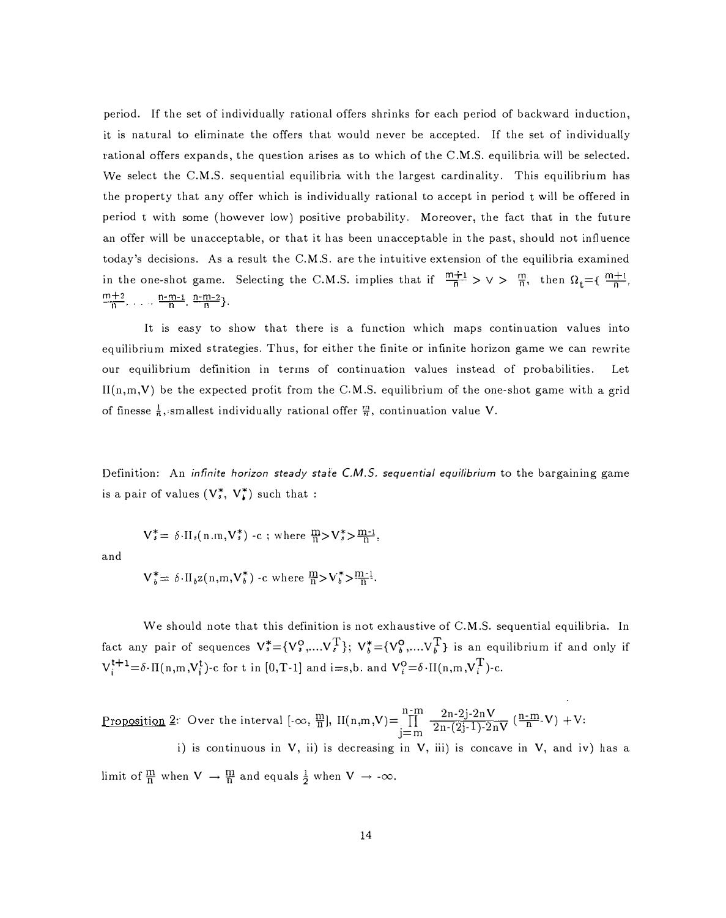period. If the set of individually rational offers shrinks for each period of backward induction, it is natural to eliminate the offers that would never be accepted. If the set of individually rational offers expands, the question arises as to which of the C.M.S. equilibria will be selected. We select the C.M.S. sequential equilibria with the largest cardinality. This equilibrium has the property that any offer which is individually rational to accept in period t will be offered in period t with some (however low) positive probability. Moreover, the fact that in the future an offer will be unacceptable, or that it has been unacceptable in the past, should not influence today's decisions. As a result the C.M.S. are the intuitive extension of the equilibria examined in the one-shot game. Selecting the C.M.S. implies that if $\frac{m+1}{n} > V > \frac{m}{n}$, then $\Omega_t = \{ \frac{m+1}{n}, \frac{m+2}{n}, \ldots, \frac{n-m-1}{n}, \frac{n-m-2}{n} \}$.

It is easy to show that there is a function which maps continuation values into equilibrium mixed strategies. Thus, for either the finite or infinite horizon game we can rewrite our equilibrium definition in terms of continuation values instead of probabilities. Let $\Pi(n,m,V)$ be the expected profit from the C.M.S. equilibrium of the one-shot game with a grid of finesse $\frac{1}{n}$, smallest individually rational offer $\frac{m}{n}$, continuation value V.

Definition: An *infinite horizon steady state C.M.S. sequential equilibrium* to the bargaining game is a pair of values $(V_s^*, V_b^*)$ such that :

$$V_s^* = \delta \cdot \Pi_s(n,m,V_s^*) - c \text{ ; where } \frac{m}{n} > V_s^* > \frac{m-1}{n},$$

and

$$V_b^* = \delta \cdot \Pi_b z(n,m,V_b^*) - c \text{ where } \frac{m}{n} > V_b^* > \frac{m-1}{n}.$$

We should note that this definition is not exhaustive of C.M.S. sequential equilibria. In fact any pair of sequences $V_s^* = \{V_s^0, \ldots V_s^T\}$; $V_b^* = \{V_b^0, \ldots V_b^T\}$ is an equilibrium if and only if $V_i^{t+1} = \delta \cdot \Pi(n,m,V_i^t) - c$ for t in [0,T-1] and i=s,b. and $V_i^0 = \delta \cdot \Pi(n,m,V_i^T) - c$.

Proposition 2: Over the interval $[-\infty, \frac{m}{n}]$, $\Pi(n,m,V) = \prod_{j=m}^{n-m} \frac{2n-2j-2nV}{2n-(2j-1)-2nV} \left(\frac{n-m}{n} - V\right) + V$:

i) is continuous in V, ii) is decreasing in V, iii) is concave in V, and iv) has a limit of $\frac{m}{n}$ when $V \rightarrow \frac{m}{n}$ and equals $\frac{1}{2}$ when $V \rightarrow -\infty$.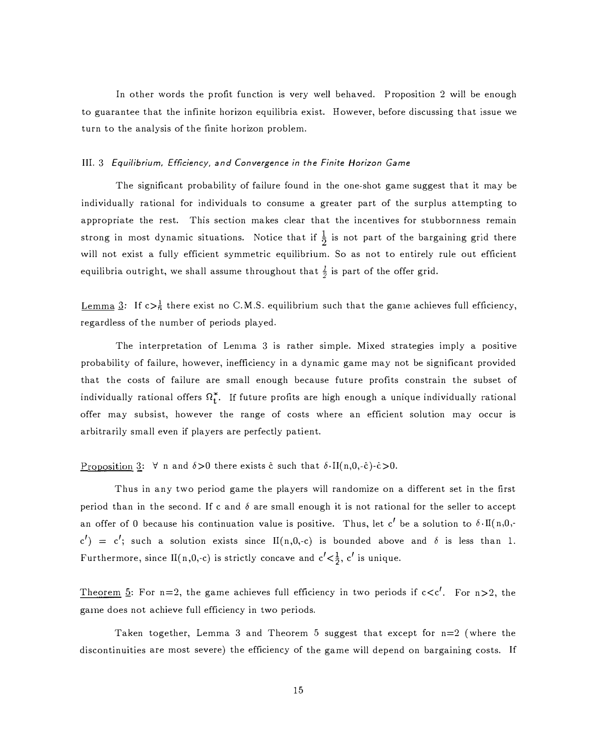In other words the profit function is very well behaved. Proposition 2 will be enough to guarantee that the infinite horizon equilibria exist. However, before discussing that issue we turn to the analysis of the finite horizon problem.

### III. 3 *Equilibrium, Efficiency, and Convergence in the Finite Horizon Game*

The significant probability of failure found in the one-shot game suggest that it may be individually rational for individuals to consume a greater part of the surplus attempting to appropriate the rest. This section makes clear that the incentives for stubbornness remain strong in most dynamic situations. Notice that if $\frac{1}{2}$ is not part of the bargaining grid there will not exist a fully efficient symmetric equilibrium. So as not to entirely rule out efficient equilibria outright, we shall assume throughout that $\frac{1}{2}$ is part of the offer grid.

Lemma 3: If $c>\frac{1}{n}$ there exist no C.M.S. equilibrium such that the game achieves full efficiency, regardless of the number of periods played.

The interpretation of Lemma 3 is rather simple. Mixed strategies imply a positive probability of failure, however, inefficiency in a dynamic game may not be significant provided that the costs of failure are small enough because future profits constrain the subset of individually rational offers $\Omega_t^*$. If future profits are high enough a unique individually rational offer may subsist, however the range of costs where an efficient solution may occur is arbitrarily small even if players are perfectly patient.

Proposition 3: $\forall$ n and $\delta>0$ there exists $\hat{c}$ such that $\delta\cdot\Pi(n,0,-\hat{c})-\hat{c}>0$.

Thus in any two period game the players will randomize on a different set in the first period than in the second. If c and $\delta$ are small enough it is not rational for the seller to accept an offer of 0 because his continuation value is positive. Thus, let $c'$ be a solution to $\delta\cdot\Pi(n,0,-c') = c'$; such a solution exists since $\Pi(n,0,-c)$ is bounded above and $\delta$ is less than 1. Furthermore, since $\Pi(n,0,-c)$ is strictly concave and $c'<\frac{1}{2}$, $c'$ is unique.

Theorem 5: For n=2, the game achieves full efficiency in two periods if $c<c'$. For n>2, the game does not achieve full efficiency in two periods.

Taken together, Lemma 3 and Theorem 5 suggest that except for n=2 (where the discontinuities are most severe) the efficiency of the game will depend on bargaining costs. If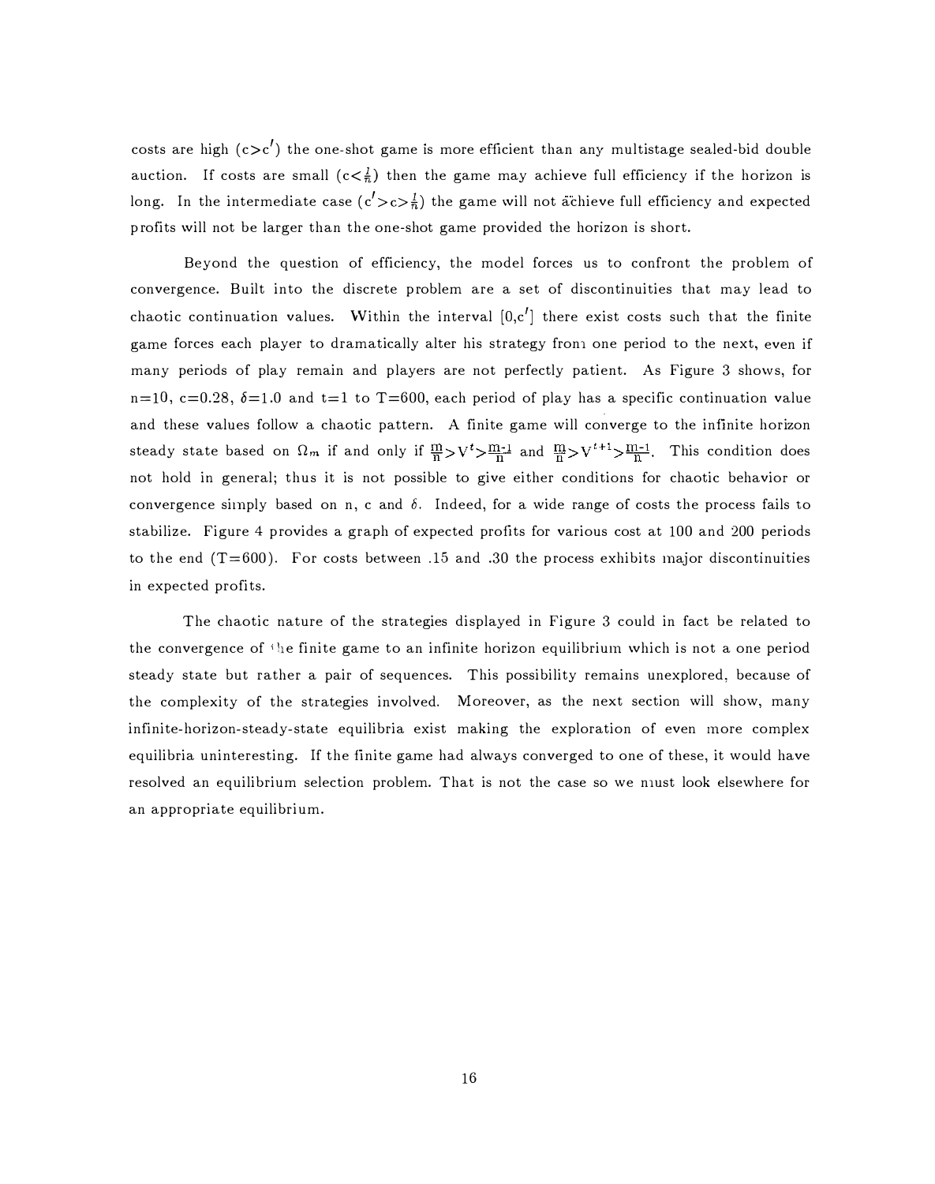costs are high ($c>c'$) the one-shot game is more efficient than any multistage sealed-bid double auction. If costs are small ($c<\frac{1}{n}$) then the game may achieve full efficiency if the horizon is long. In the intermediate case ($c'>c>\frac{1}{n}$) the game will not achieve full efficiency and expected profits will not be larger than the one-shot game provided the horizon is short.

Beyond the question of efficiency, the model forces us to confront the problem of convergence. Built into the discrete problem are a set of discontinuities that may lead to chaotic continuation values. Within the interval $[0,c']$ there exist costs such that the finite game forces each player to dramatically alter his strategy from one period to the next, even if many periods of play remain and players are not perfectly patient. As Figure 3 shows, for $n=10$, $c=0.28$, $\delta=1.0$ and $t=1$ to $T=600$, each period of play has a specific continuation value and these values follow a chaotic pattern. A finite game will converge to the infinite horizon steady state based on $\Omega_m$ if and only if $\frac{m}{n}>V^t>\frac{m-1}{n}$ and $\frac{m}{n}>V^{t+1}>\frac{m-1}{n}$. This condition does not hold in general; thus it is not possible to give either conditions for chaotic behavior or convergence simply based on n, c and $\delta$. Indeed, for a wide range of costs the process fails to stabilize. Figure 4 provides a graph of expected profits for various cost at 100 and 200 periods to the end ($T=600$). For costs between .15 and .30 the process exhibits major discontinuities in expected profits.

The chaotic nature of the strategies displayed in Figure 3 could in fact be related to the convergence of the finite game to an infinite horizon equilibrium which is not a one period steady state but rather a pair of sequences. This possibility remains unexplored, because of the complexity of the strategies involved. Moreover, as the next section will show, many infinite-horizon-steady-state equilibria exist making the exploration of even more complex equilibria uninteresting. If the finite game had always converged to one of these, it would have resolved an equilibrium selection problem. That is not the case so we must look elsewhere for an appropriate equilibrium.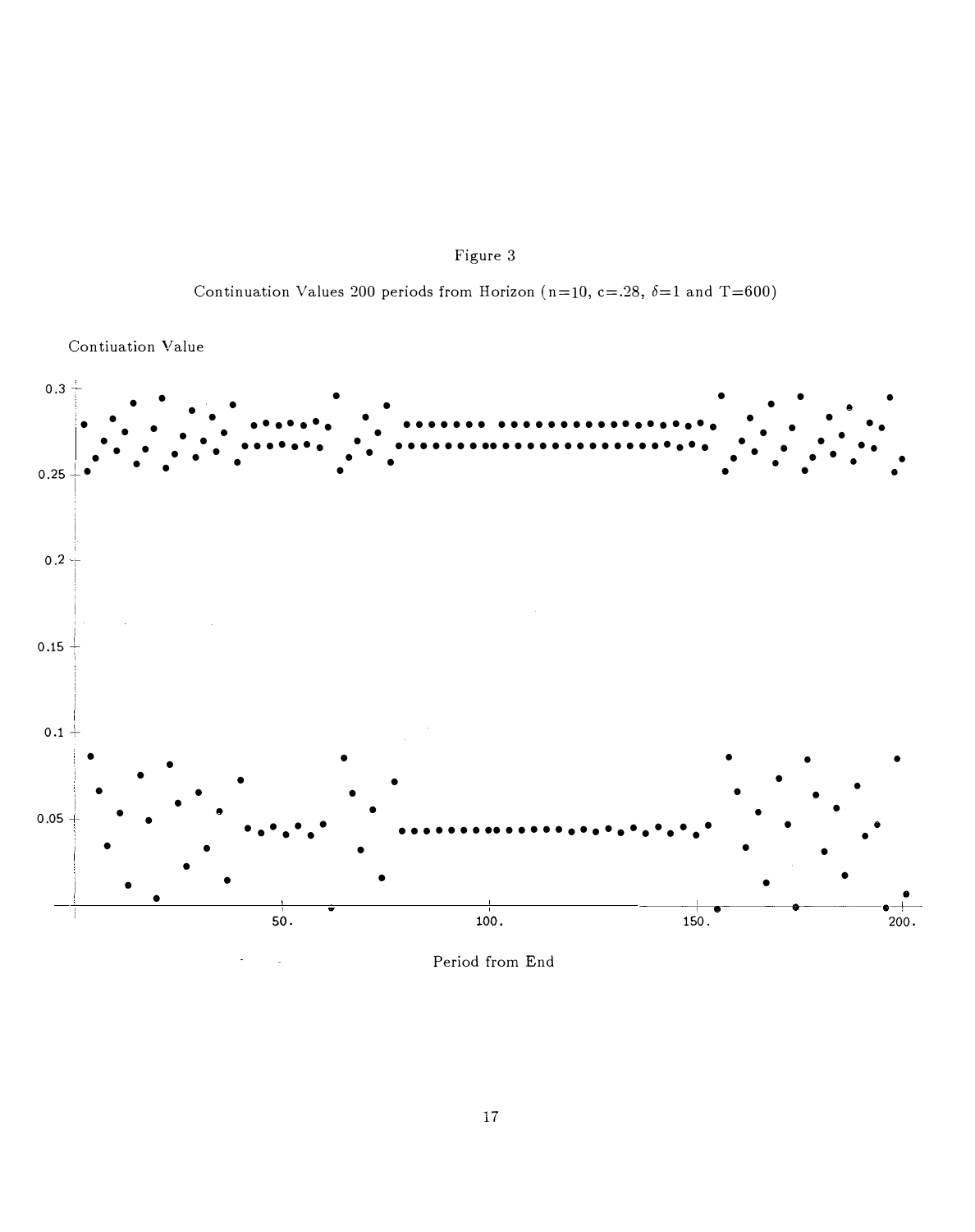Figure 3

Continuation Values 200 periods from Horizon (n=10, c=.28, $\delta$=1 and T=600)

Contiuation Value

0.3

0.25

0.2

0.15

0.1

0.05

50. 100. 150. 200.

Period from End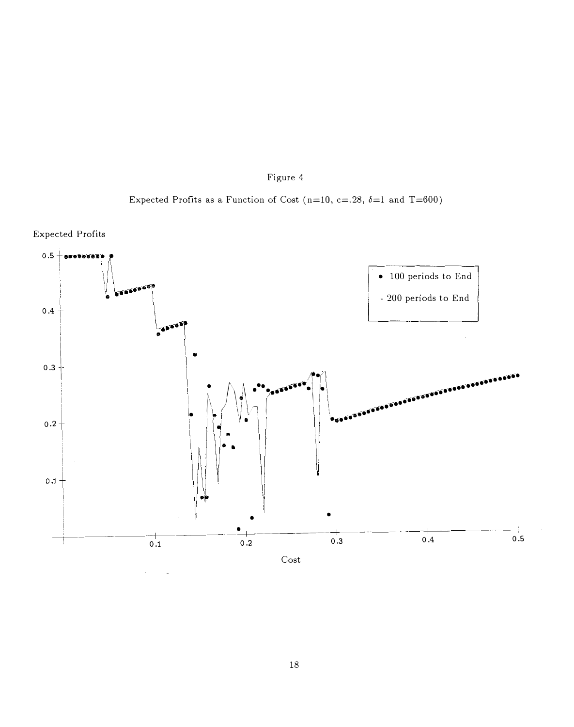Figure 4

Expected Profits as a Function of Cost ($n$=10, $c$=.28, $\delta$=1 and $T$=600)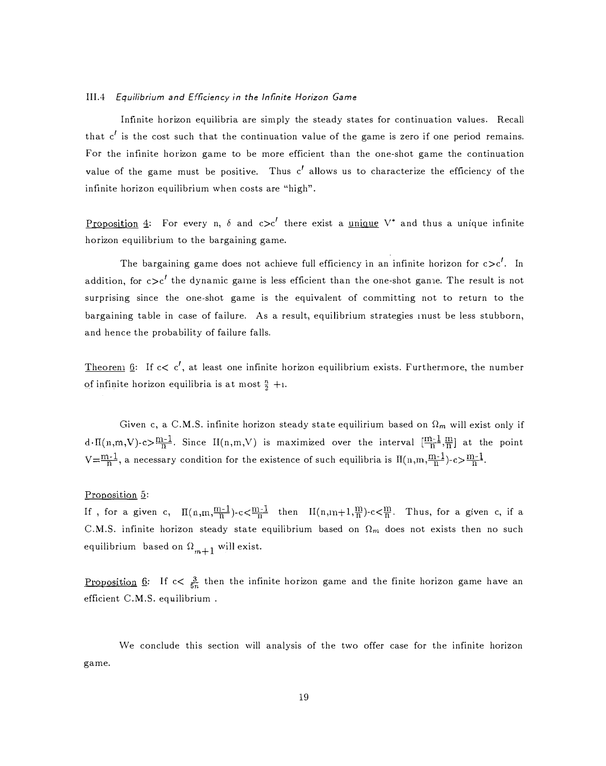### III.4 *Equilibrium and Efficiency in the Infinite Horizon Game*

Infinite horizon equilibria are simply the steady states for continuation values. Recall that $c'$ is the cost such that the continuation value of the game is zero if one period remains. For the infinite horizon game to be more efficient than the one-shot game the continuation value of the game must be positive. Thus $c'$ allows us to characterize the efficiency of the infinite horizon equilibrium when costs are "high".

Proposition 4: For every n, $\delta$ and $c>c'$ there exist a unique $V^*$ and thus a unique infinite horizon equilibrium to the bargaining game.

The bargaining game does not achieve full efficiency in an infinite horizon for $c>c'$. In addition, for $c>c'$ the dynamic game is less efficient than the one-shot game. The result is not surprising since the one-shot game is the equivalent of committing not to return to the bargaining table in case of failure. As a result, equilibrium strategies must be less stubborn, and hence the probability of failure falls.

Theorem 6: If $c< c'$, at least one infinite horizon equilibrium exists. Furthermore, the number of infinite horizon equilibria is at most $\frac{n}{2}+1$.

Given c, a C.M.S. infinite horizon steady state equilirium based on $\Omega_m$ will exist only if $d\cdot\Pi(n,m,V)-c>\frac{m-1}{n}$. Since $\Pi(n,m,V)$ is maximized over the interval $[\frac{m-1}{n},\frac{m}{n}]$ at the point $V=\frac{m-1}{n}$, a necessary condition for the existence of such equilibria is $\Pi(n,m,\frac{m-1}{n})-c>\frac{m-1}{n}$.

Proposition 5:
If , for a given c, $\Pi(n,m,\frac{m-1}{n})-c<\frac{m-1}{n}$ then $\Pi(n,m+1,\frac{m}{n})-c<\frac{m}{n}$. Thus, for a given c, if a C.M.S. infinite horizon steady state equilibrium based on $\Omega_m$ does not exists then no such equilibrium based on $\Omega_{m+1}$ will exist.

Proposition 6: If $c< \frac{3}{5n}$ then the infinite horizon game and the finite horizon game have an efficient C.M.S. equilibrium .

We conclude this section will analysis of the two offer case for the infinite horizon game.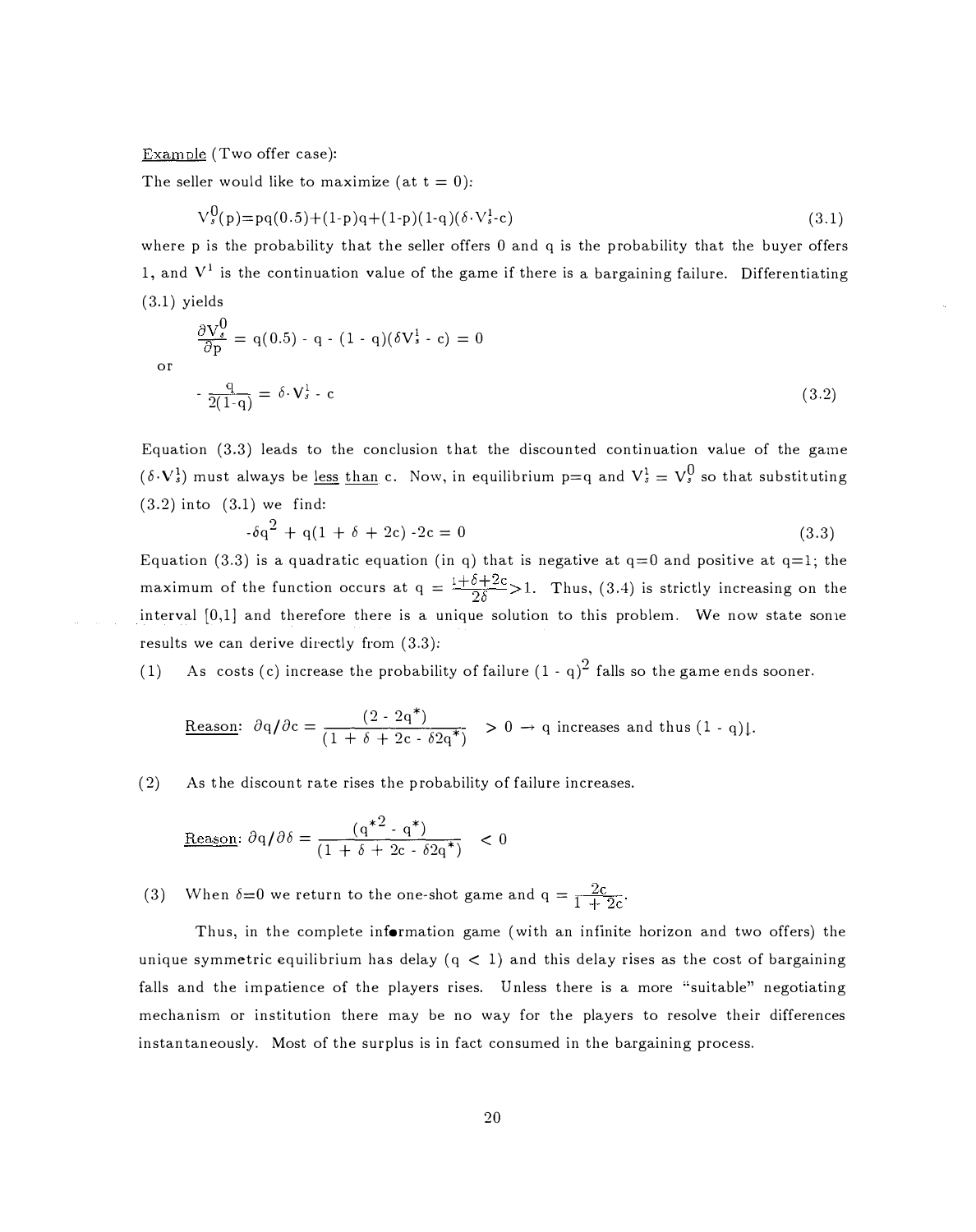Example (Two offer case):

The seller would like to maximize (at t = 0):

$$V_s^0(p)=pq(0.5)+(1-p)q+(1-p)(1-q)(\delta\cdot V_s^1-c) \tag{3.1}$$

where p is the probability that the seller offers 0 and q is the probability that the buyer offers 1, and $V^1$ is the continuation value of the game if there is a bargaining failure. Differentiating (3.1) yields

$$\frac{\partial V_s^0}{\partial p} = q(0.5) - q - (1 - q)(\delta V_s^1 - c) = 0$$

or

$$-\frac{q}{2(1-q)} = \delta\cdot V_s^1 - c \tag{3.2}$$

Equation (3.3) leads to the conclusion that the discounted continuation value of the game $(\delta\cdot V_s^1)$ must always be <u>less than</u> c. Now, in equilibrium p=q and $V_s^1 = V_s^0$ so that substituting (3.2) into (3.1) we find:

$$-\delta q^2 + q(1 + \delta + 2c) - 2c = 0 \tag{3.3}$$

Equation (3.3) is a quadratic equation (in q) that is negative at q=0 and positive at q=1; the maximum of the function occurs at $q = \frac{1+\delta+2c}{2\delta} > 1$. Thus, (3.4) is strictly increasing on the interval [0,1] and therefore there is a unique solution to this problem. We now state some results we can derive directly from (3.3):

(1) As costs (c) increase the probability of failure $(1 - q)^2$ falls so the game ends sooner.

<u>Reason</u>: $\partial q/\partial c = \frac{(2 - 2q^*)}{(1 + \delta + 2c - \delta 2q^*)} > 0 \rightarrow$ q increases and thus $(1 - q)\downarrow$.

(2) As the discount rate rises the probability of failure increases.

<u>Reason</u>: $\partial q/\partial \delta = \frac{(q^{*2} - q^*)}{(1 + \delta + 2c - \delta 2q^*)} < 0$

(3) When $\delta$=0 we return to the one-shot game and $q = \frac{2c}{1 + 2c}$.

Thus, in the complete information game (with an infinite horizon and two offers) the unique symmetric equilibrium has delay (q < 1) and this delay rises as the cost of bargaining falls and the impatience of the players rises. Unless there is a more "suitable" negotiating mechanism or institution there may be no way for the players to resolve their differences instantaneously. Most of the surplus is in fact consumed in the bargaining process.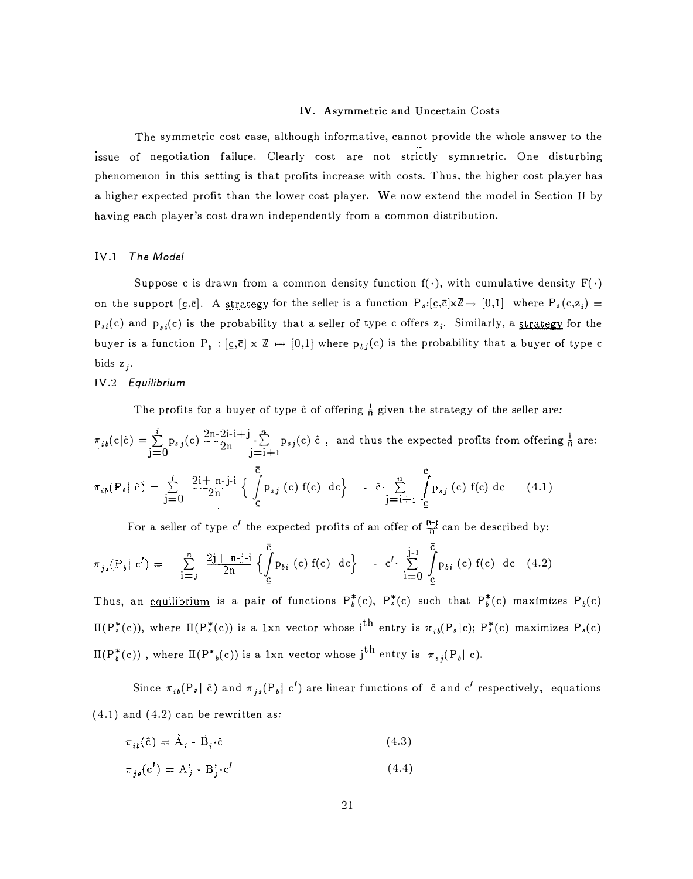### IV. Asymmetric and Uncertain Costs

The symmetric cost case, although informative, cannot provide the whole answer to the issue of negotiation failure. Clearly cost are not strictly symmetric. One disturbing phenomenon in this setting is that profits increase with costs. Thus, the higher cost player has a higher expected profit than the lower cost player. We now extend the model in Section II by having each player's cost drawn independently from a common distribution.

#### IV.1 *The Model*

Suppose c is drawn from a common density function $f(\cdot)$, with cumulative density $F(\cdot)$ on the support $[\underline{c},\bar{c}]$. A strategy for the seller is a function $P_s:[\underline{c},\bar{c}]\times\mathbb{Z}\mapsto[0,1]$ where $P_s(c,z_i) = p_{si}(c)$ and $p_{si}(c)$ is the probability that a seller of type c offers $z_i$. Similarly, a strategy for the buyer is a function $P_b : [\underline{c},\bar{c}] \times \mathbb{Z} \mapsto [0,1]$ where $p_{bj}(c)$ is the probability that a buyer of type c bids $z_j$.

#### IV.2 *Equilibrium*

The profits for a buyer of type $\hat{c}$ of offering $\frac{i}{n}$ given the strategy of the seller are:

$\pi_{ib}(c|\hat{c}) = \sum_{j=0}^{i} p_{sj}(c)\,\frac{2n-2i-i+j}{2n} - \sum_{j=i+1}^{n} p_{sj}(c)\,\hat{c}$, and thus the expected profits from offering $\frac{i}{n}$ are:

$$\pi_{ib}(P_s|\,\hat{c}) = \sum_{j=0}^{i} \frac{2i+n-j-i}{2n}\left\{\int_{\underline{c}}^{\bar{c}} p_{sj}(c)\,f(c)\,dc\right\} - \hat{c}\cdot\sum_{j=i+1}^{n}\int_{\underline{c}}^{\bar{c}} p_{sj}(c)\,f(c)\,dc \qquad (4.1)$$

For a seller of type $c'$ the expected profits of an offer of $\frac{n-j}{n}$ can be described by:

$$\pi_{js}(P_b|\,c') = \sum_{i=j}^{n} \frac{2j+n-j-i}{2n}\left\{\int_{\underline{c}}^{\bar{c}} p_{bi}(c)\,f(c)\,dc\right\} - c'\cdot\sum_{i=0}^{j-1}\int_{\underline{c}}^{\bar{c}} p_{bi}(c)\,f(c)\,dc \qquad (4.2)$$

Thus, an equilibrium is a pair of functions $P_b^*(c)$, $P_s^*(c)$ such that $P_b^*(c)$ maximizes $P_b(c)\,\Pi(P_s^*(c))$, where $\Pi(P_s^*(c))$ is a 1xn vector whose $i^{\text{th}}$ entry is $\pi_{ib}(P_s|c)$; $P_s^*(c)$ maximizes $P_s(c)\,\Pi(P_b^*(c))$ , where $\Pi(P^*_b(c))$ is a 1xn vector whose $j^{\text{th}}$ entry is $\pi_{sj}(P_b|\,c)$.

Since $\pi_{ib}(P_s|\,\hat{c})$ and $\pi_{js}(P_b|\,c')$ are linear functions of $\hat{c}$ and $c'$ respectively, equations (4.1) and (4.2) can be rewritten as:

$$\pi_{ib}(\hat{c}) = \hat{A}_i - \hat{B}_i\cdot\hat{c} \qquad (4.3)$$

$$\pi_{js}(c') = A'_j - B'_j\cdot c' \qquad (4.4)$$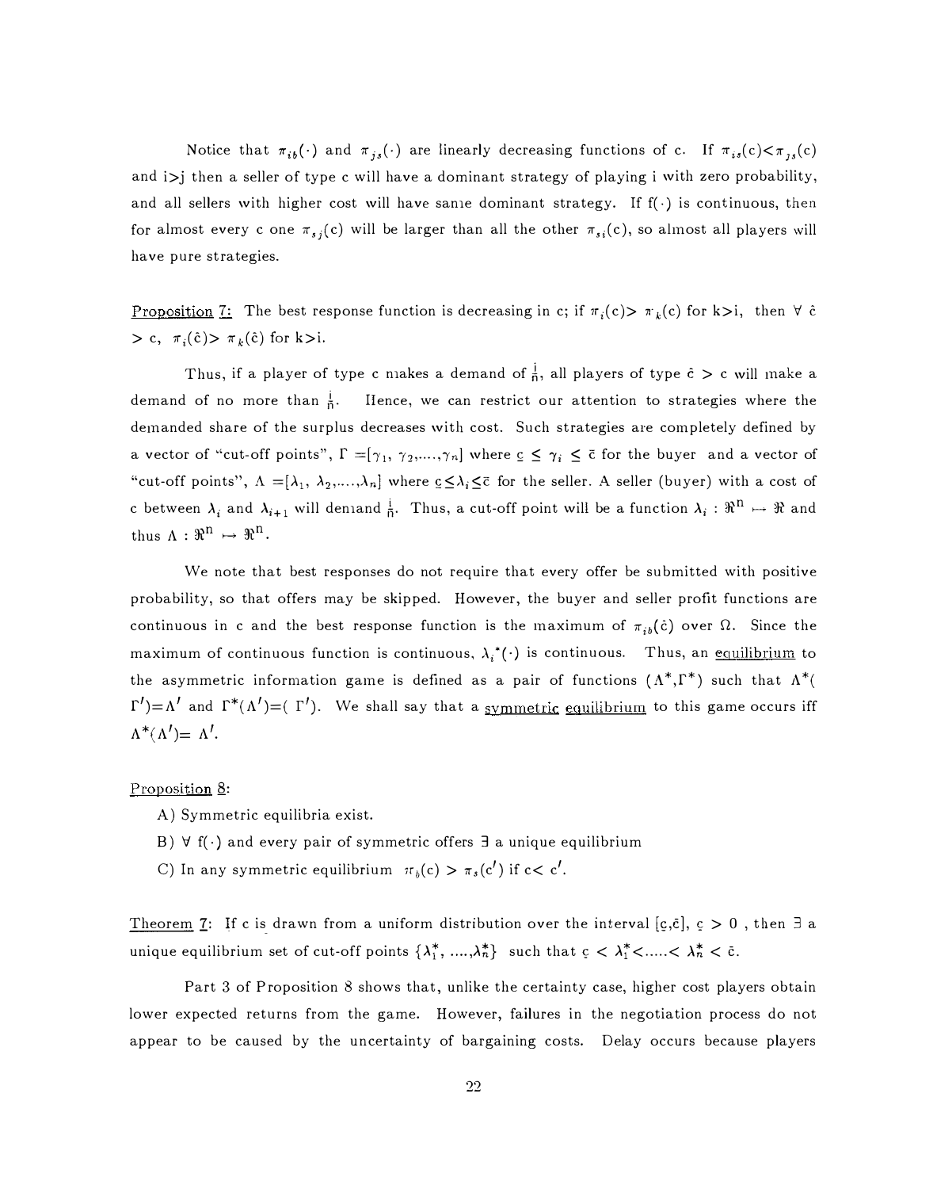Notice that $\pi_{ib}(\cdot)$ and $\pi_{js}(\cdot)$ are linearly decreasing functions of c. If $\pi_{is}(c) < \pi_{js}(c)$ and i>j then a seller of type c will have a dominant strategy of playing i with zero probability, and all sellers with higher cost will have same dominant strategy. If $f(\cdot)$ is continuous, then for almost every c one $\pi_{sj}(c)$ will be larger than all the other $\pi_{si}(c)$, so almost all players will have pure strategies.

Proposition 7: The best response function is decreasing in c; if $\pi_i(c) > \pi_k(c)$ for k>i, then $\forall\ \hat{c} > c$, $\pi_i(\hat{c}) > \pi_k(\hat{c})$ for k>i.

Thus, if a player of type c makes a demand of $\frac{i}{n}$, all players of type $\hat{c} > c$ will make a demand of no more than $\frac{i}{n}$. Hence, we can restrict our attention to strategies where the demanded share of the surplus decreases with cost. Such strategies are completely defined by a vector of "cut-off points", $\Gamma = [\gamma_1, \gamma_2, \ldots, \gamma_n]$ where $\underline{c} \leq \gamma_i \leq \bar{c}$ for the buyer and a vector of "cut-off points", $\Lambda = [\lambda_1, \lambda_2, \ldots, \lambda_n]$ where $\underline{c} \leq \lambda_i \leq \bar{c}$ for the seller. A seller (buyer) with a cost of c between $\lambda_i$ and $\lambda_{i+1}$ will demand $\frac{i}{n}$. Thus, a cut-off point will be a function $\lambda_i : \Re^n \mapsto \Re$ and thus $\Lambda : \Re^n \mapsto \Re^n$.

We note that best responses do not require that every offer be submitted with positive probability, so that offers may be skipped. However, the buyer and seller profit functions are continuous in c and the best response function is the maximum of $\pi_{ib}(\hat{c})$ over $\Omega$. Since the maximum of continuous function is continuous, $\lambda_i^*(\cdot)$ is continuous. Thus, an equilibrium to the asymmetric information game is defined as a pair of functions $(\Lambda^*, \Gamma^*)$ such that $\Lambda^*(\Gamma') = \Lambda'$ and $\Gamma^*(\Lambda') = (\Gamma')$. We shall say that a symmetric equilibrium to this game occurs iff $\Lambda^*(\Lambda') = \Lambda'$.

Proposition 8:

A) Symmetric equilibria exist.

B) $\forall\ f(\cdot)$ and every pair of symmetric offers $\exists$ a unique equilibrium

C) In any symmetric equilibrium $\pi_b(c) > \pi_s(c')$ if $c < c'$.

Theorem 7: If c is drawn from a uniform distribution over the interval $[\underline{c}, \bar{c}]$, $\underline{c} > 0$, then $\exists$ a unique equilibrium set of cut-off points $\{\lambda_1^*, \ldots, \lambda_n^*\}$ such that $\underline{c} < \lambda_1^* < \ldots < \lambda_n^* < \bar{c}$.

Part 3 of Proposition 8 shows that, unlike the certainty case, higher cost players obtain lower expected returns from the game. However, failures in the negotiation process do not appear to be caused by the uncertainty of bargaining costs. Delay occurs because players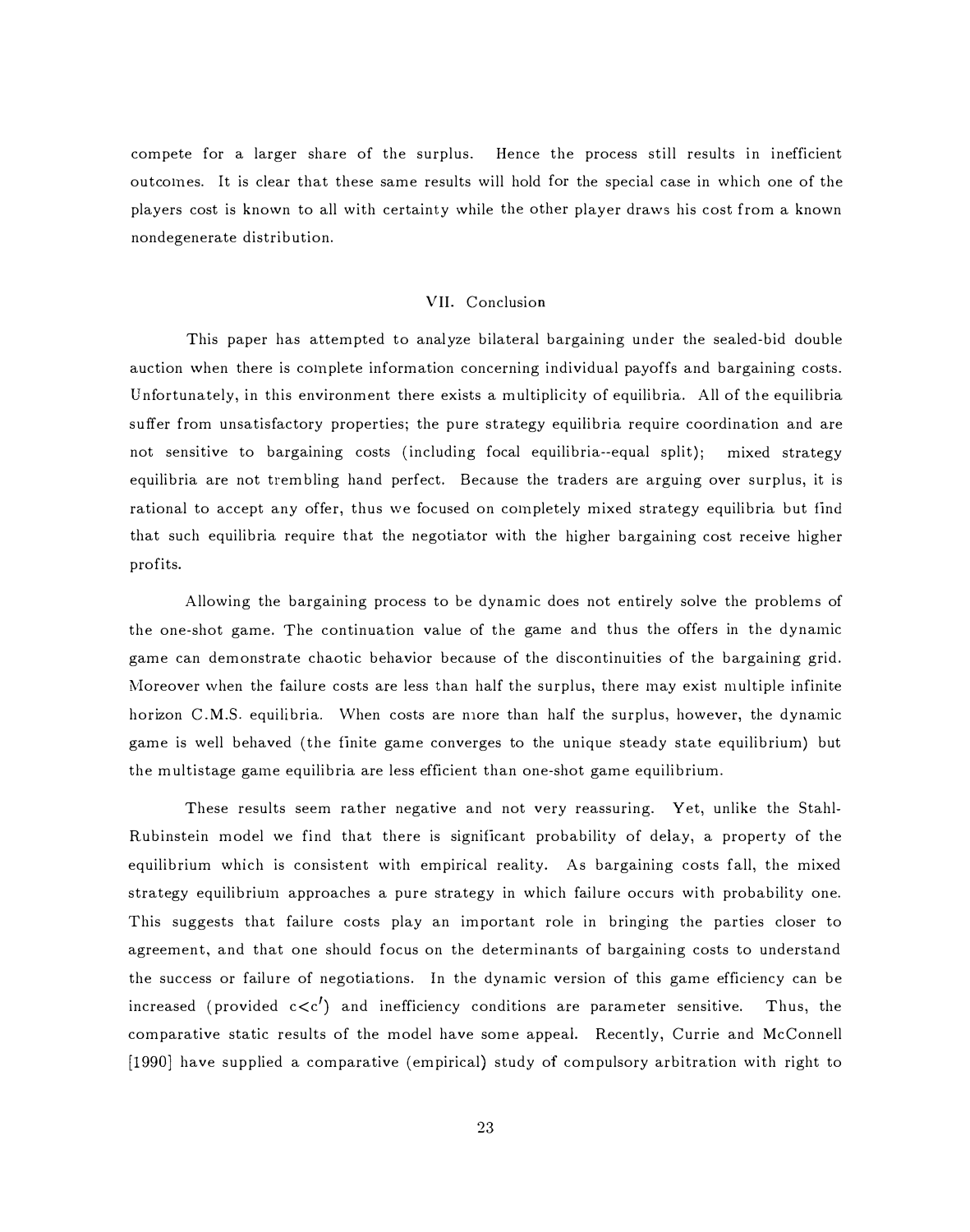compete for a larger share of the surplus. Hence the process still results in inefficient outcomes. It is clear that these same results will hold for the special case in which one of the players cost is known to all with certainty while the other player draws his cost from a known nondegenerate distribution.

## VII. Conclusion

This paper has attempted to analyze bilateral bargaining under the sealed-bid double auction when there is complete information concerning individual payoffs and bargaining costs. Unfortunately, in this environment there exists a multiplicity of equilibria. All of the equilibria suffer from unsatisfactory properties; the pure strategy equilibria require coordination and are not sensitive to bargaining costs (including focal equilibria--equal split); mixed strategy equilibria are not trembling hand perfect. Because the traders are arguing over surplus, it is rational to accept any offer, thus we focused on completely mixed strategy equilibria but find that such equilibria require that the negotiator with the higher bargaining cost receive higher profits.

Allowing the bargaining process to be dynamic does not entirely solve the problems of the one-shot game. The continuation value of the game and thus the offers in the dynamic game can demonstrate chaotic behavior because of the discontinuities of the bargaining grid. Moreover when the failure costs are less than half the surplus, there may exist multiple infinite horizon C.M.S. equilibria. When costs are more than half the surplus, however, the dynamic game is well behaved (the finite game converges to the unique steady state equilibrium) but the multistage game equilibria are less efficient than one-shot game equilibrium.

These results seem rather negative and not very reassuring. Yet, unlike the Stahl-Rubinstein model we find that there is significant probability of delay, a property of the equilibrium which is consistent with empirical reality. As bargaining costs fall, the mixed strategy equilibrium approaches a pure strategy in which failure occurs with probability one. This suggests that failure costs play an important role in bringing the parties closer to agreement, and that one should focus on the determinants of bargaining costs to understand the success or failure of negotiations. In the dynamic version of this game efficiency can be increased (provided $c<c'$) and inefficiency conditions are parameter sensitive. Thus, the comparative static results of the model have some appeal. Recently, Currie and McConnell [1990] have supplied a comparative (empirical) study of compulsory arbitration with right to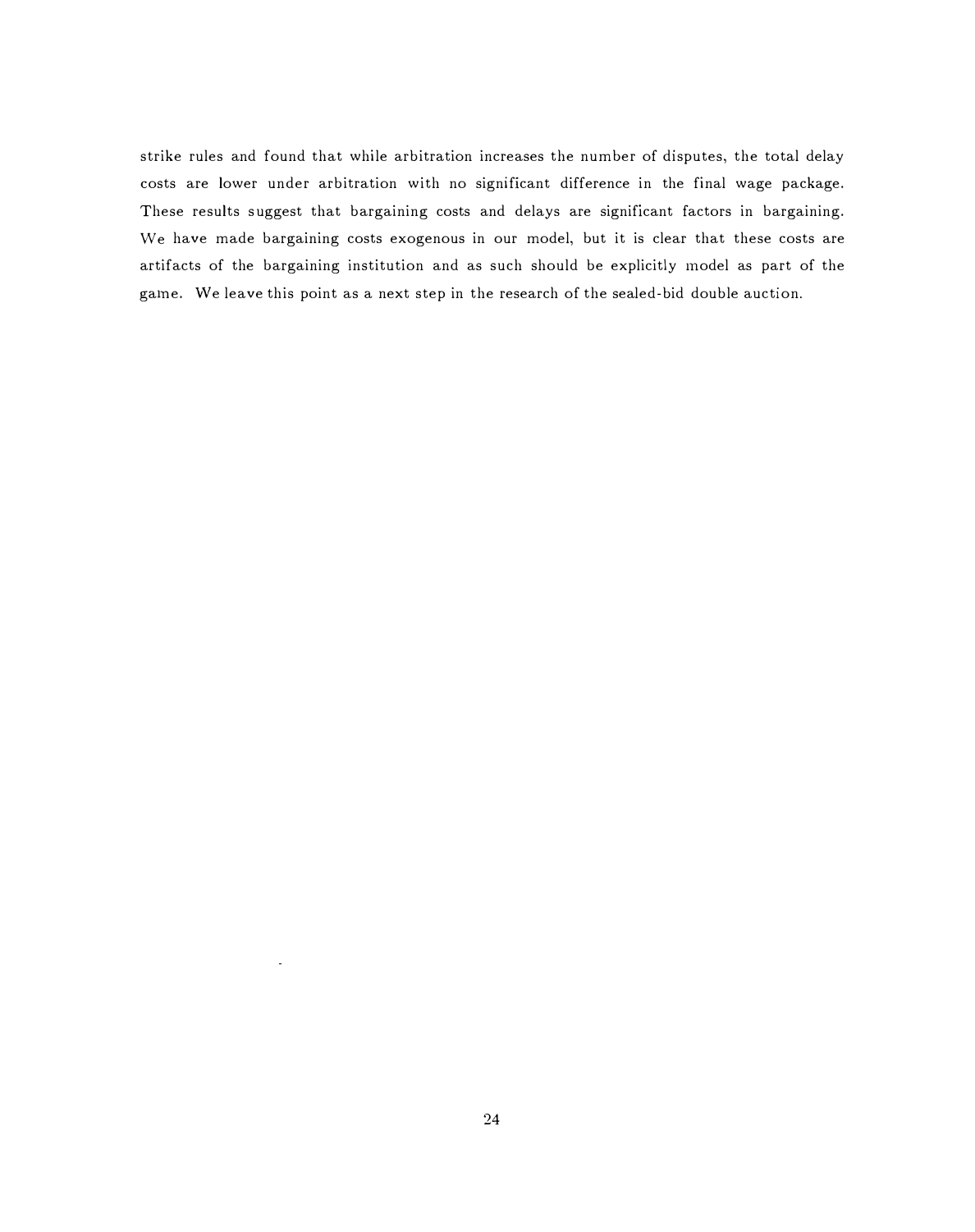strike rules and found that while arbitration increases the number of disputes, the total delay costs are lower under arbitration with no significant difference in the final wage package. These results suggest that bargaining costs and delays are significant factors in bargaining. We have made bargaining costs exogenous in our model, but it is clear that these costs are artifacts of the bargaining institution and as such should be explicitly model as part of the game. We leave this point as a next step in the research of the sealed-bid double auction.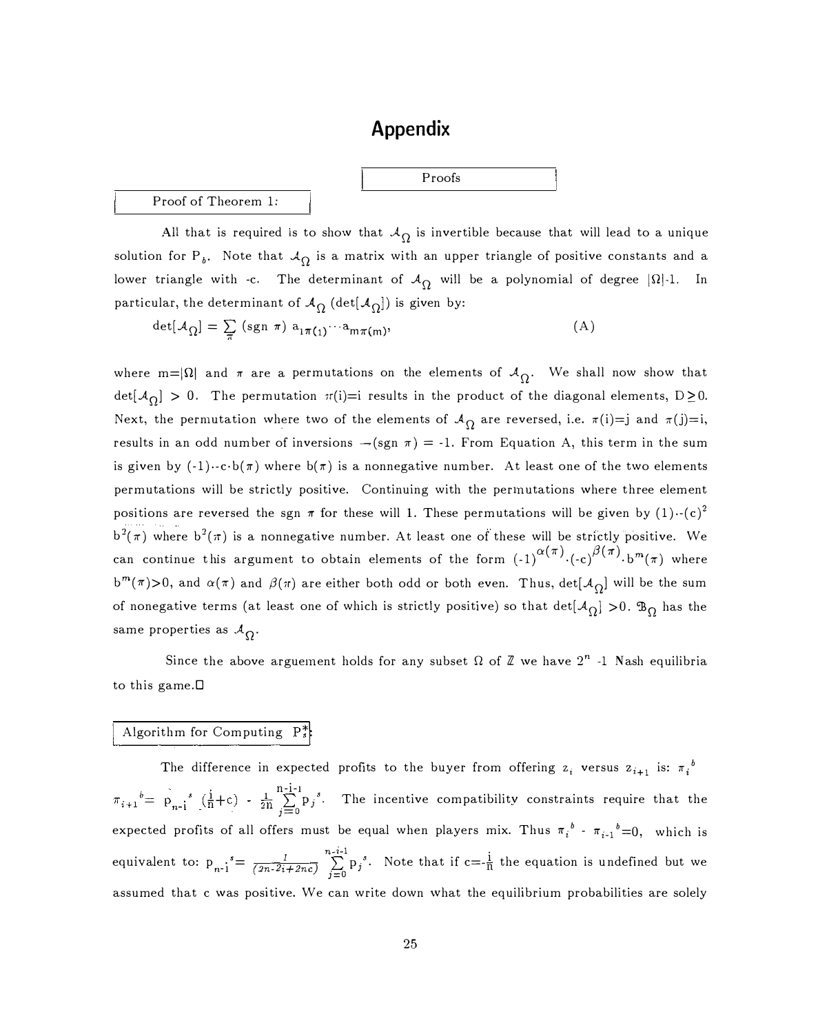# Appendix

## Proofs

### Proof of Theorem 1:

All that is required is to show that $\mathcal{A}_\Omega$ is invertible because that will lead to a unique solution for $P_b$. Note that $\mathcal{A}_\Omega$ is a matrix with an upper triangle of positive constants and a lower triangle with -c. The determinant of $\mathcal{A}_\Omega$ will be a polynomial of degree $|\Omega|$-1. In particular, the determinant of $\mathcal{A}_\Omega$ ($\det[\mathcal{A}_\Omega]$) is given by:

$$\det[\mathcal{A}_\Omega] = \sum_\pi (\text{sgn } \pi)\, a_{1\pi(1)} \cdots a_{m\pi(m)}, \qquad \text{(A)}$$

where $m=|\Omega|$ and $\pi$ are a permutations on the elements of $\mathcal{A}_\Omega$. We shall now show that $\det[\mathcal{A}_\Omega] > 0$. The permutation $\pi(i)=i$ results in the product of the diagonal elements, $D \geq 0$. Next, the permutation where two of the elements of $\mathcal{A}_\Omega$ are reversed, i.e. $\pi(i)=j$ and $\pi(j)=i$, results in an odd number of inversions $\rightarrow (\text{sgn } \pi) = -1$. From Equation A, this term in the sum is given by $(-1)\cdot -c \cdot b(\pi)$ where $b(\pi)$ is a nonnegative number. At least one of the two elements permutations will be strictly positive. Continuing with the permutations where three element positions are reversed the sgn $\pi$ for these will 1. These permutations will be given by $(1)\cdot(-c)^2\, b^2(\pi)$ where $b^2(\pi)$ is a nonnegative number. At least one of these will be strictly positive. We can continue this argument to obtain elements of the form $(-1)^{\alpha(\pi)} \cdot (-c)^{\beta(\pi)} \cdot b^m(\pi)$ where $b^m(\pi)>0$, and $\alpha(\pi)$ and $\beta(\pi)$ are either both odd or both even. Thus, $\det[\mathcal{A}_\Omega]$ will be the sum of nonegative terms (at least one of which is strictly positive) so that $\det[\mathcal{A}_\Omega] > 0$. $\mathcal{B}_\Omega$ has the same properties as $\mathcal{A}_\Omega$.

Since the above arguement holds for any subset $\Omega$ of $\mathbb{Z}$ we have $2^n$ -1 Nash equilibria to this game.□

### Algorithm for Computing $P_s^*$:

The difference in expected profits to the buyer from offering $z_i$ versus $z_{i+1}$ is: $\pi_i^b$ $\pi_{i+1}^b = p_{n-i}^s \left(\frac{i}{n}+c\right) - \frac{1}{2n}\sum_{j=0}^{n-i-1} p_j^s$. The incentive compatibility constraints require that the expected profits of all offers must be equal when players mix. Thus $\pi_i^b - \pi_{i-1}^b=0$, which is equivalent to: $p_{n-i}^s = \frac{1}{(2n-2i+2nc)} \sum_{j=0}^{n-i-1} p_j^s$. Note that if $c=-\frac{i}{n}$ the equation is undefined but we assumed that c was positive. We can write down what the equilibrium probabilities are solely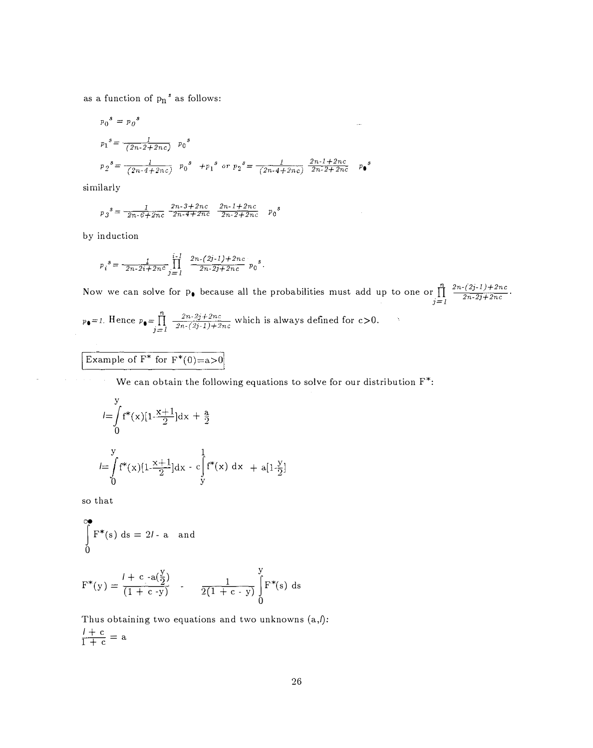as a function of $p_n{}^s$ as follows:

$$p_0{}^s = p_0{}^s$$

$$p_1{}^s = \frac{1}{(2n\text{-}2+2nc)} \; p_0{}^s$$

$$p_2{}^s = \frac{1}{(2n\text{-}4+2nc)} \; p_0{}^s \; + p_1{}^s \; or \; p_2{}^s = \frac{1}{(2n\text{-}4+2nc)} \frac{2n\text{-}1+2nc}{2n\text{-}2+2nc} \; p_\bullet{}^s$$

similarly

$$p_3{}^s = \frac{1}{2n\text{-}6+2nc} \frac{2n\text{-}3+2nc}{2n\text{-}4+2nc} \frac{2n\text{-}1+2nc}{2n\text{-}2+2nc} \; p_0{}^s$$

by induction

$$p_i{}^s = \frac{1}{2n\text{-}2i+2nc} \prod_{j=1}^{i-1} \frac{2n\text{-}(2j\text{-}1)+2nc}{2n\text{-}2j+2nc} \; p_0{}^s.$$

Now we can solve for $p_\bullet$ because all the probabilities must add up to one or $\prod_{j=1}^{n} \frac{2n\text{-}(2j\text{-}1)+2nc}{2n\text{-}2j+2nc}$.

$p_\bullet = 1$. Hence $p_\bullet = \prod_{j=1}^{n} \frac{2n\text{-}2j+2nc}{2n\text{-}(2j\text{-}1)+2nc}$ which is always defined for $c>0$.

**Example of $F^*$ for $F^*(0)=a>0$**

We can obtain the following equations to solve for our distribution $F^*$:

$$l = \int_0^y f^*(x)[1\text{-}\frac{x+1}{2}]dx + \frac{a}{2}$$

$$l = \int_0^y f^*(x)[1\text{-}\frac{x+1}{2}]dx \; \text{-} \; c\int_y^1 f^*(x)\; dx \; + a[1\text{-}\frac{y}{2}]$$

so that

$$\int_0^\infty F^*(s)\; ds = 2l \text{ - } a \quad \text{and}$$

$$F^*(y) = \frac{l + c \text{ -}a(\frac{y}{2})}{(1 + c \text{ -}y)} \; - \; \frac{1}{2(1 + c \text{ - } y)} \int_0^y F^*(s)\; ds$$

Thus obtaining two equations and two unknowns $(a,l)$:

$$\frac{l + c}{1 + c} = a$$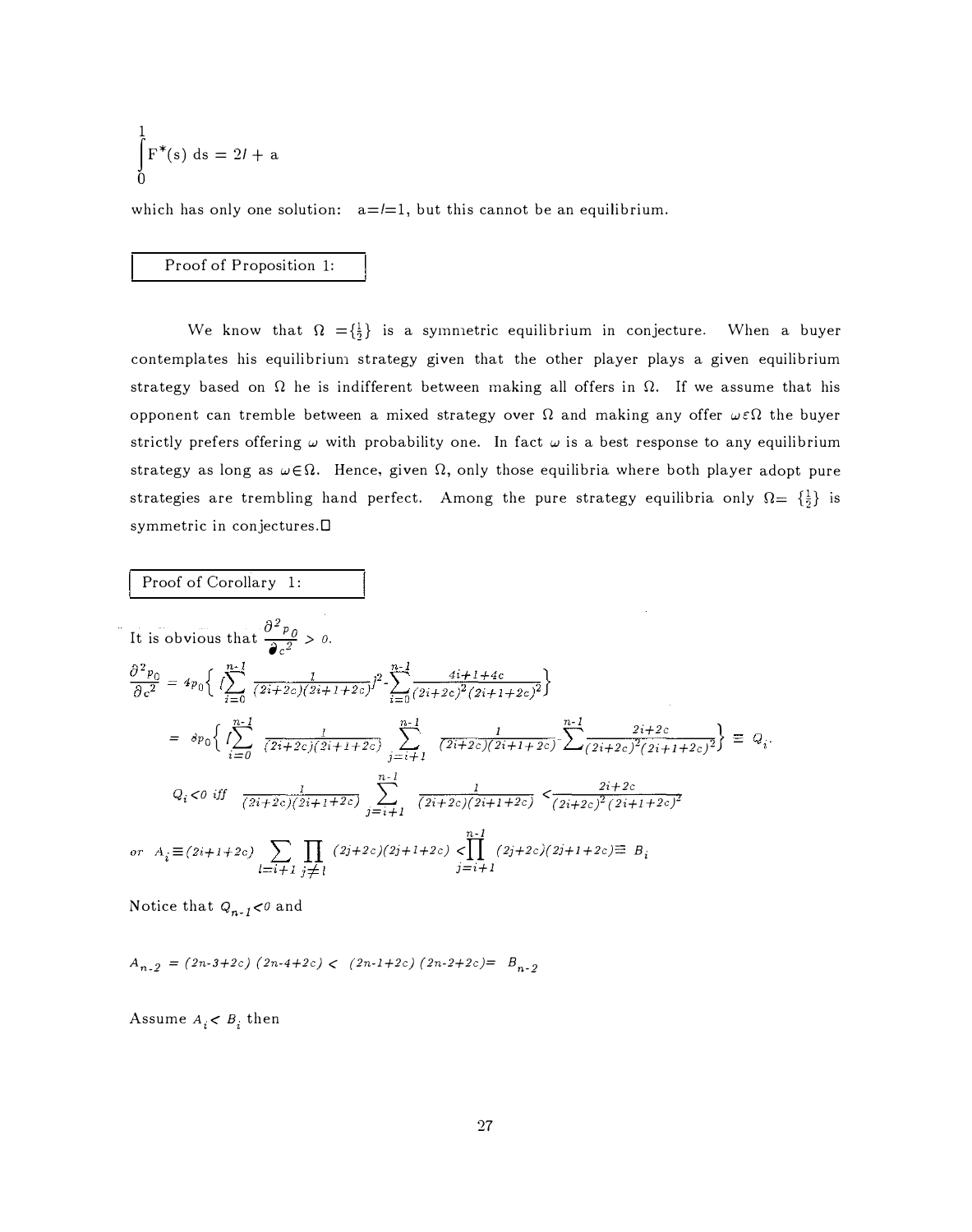$$\int_0^1 F^*(s)\, ds = 2l + a$$

which has only one solution: $a=l=1$, but this cannot be an equilibrium.

## Proof of Proposition 1:

We know that $\Omega = \{\frac{1}{2}\}$ is a symmetric equilibrium in conjecture. When a buyer contemplates his equilibrium strategy given that the other player plays a given equilibrium strategy based on $\Omega$ he is indifferent between making all offers in $\Omega$. If we assume that his opponent can tremble between a mixed strategy over $\Omega$ and making any offer $\omega \varepsilon \Omega$ the buyer strictly prefers offering $\omega$ with probability one. In fact $\omega$ is a best response to any equilibrium strategy as long as $\omega \in \Omega$. Hence, given $\Omega$, only those equilibria where both player adopt pure strategies are trembling hand perfect. Among the pure strategy equilibria only $\Omega = \{\frac{1}{2}\}$ is symmetric in conjectures.□

## Proof of Corollary 1:

It is obvious that $\dfrac{\partial^2 p_0}{\partial c^2} > 0$.

$$\frac{\partial^2 p_0}{\partial c^2} = 4p_0\left\{ \left[\sum_{i=0}^{n-1} \frac{1}{(2i+2c)(2i+1+2c)}\right]^2 - \sum_{i=0}^{n-1} \frac{4i+1+4c}{(2i+2c)^2(2i+1+2c)^2}\right\}$$

$$= 8p_0\left\{ \left[\sum_{i=0}^{n-1} \frac{1}{(2i+2c)(2i+1+2c)} \sum_{j=i+1}^{n-1} \frac{1}{(2i+2c)(2i+1+2c)} - \sum \frac{2i+2c}{(2i+2c)^2(2i+1+2c)^2}\right\} \equiv Q_i.$$

$$Q_i < 0 \text{ iff } \frac{1}{(2i+2c)(2i+1+2c)} \sum_{j=i+1}^{n-1} \frac{1}{(2i+2c)(2i+1+2c)} < \frac{2i+2c}{(2i+2c)^2(2i+1+2c)^2}$$

$$\text{or } A_i \equiv (2i+1+2c) \sum_{l=i+1} \prod_{j \neq l} (2j+2c)(2j+1+2c) < \prod_{j=i+1}^{n-1} (2j+2c)(2j+1+2c) \equiv B_i$$

Notice that $Q_{n-1} < 0$ and

$$A_{n-2} = (2n-3+2c)(2n-4+2c) < (2n-1+2c)(2n-2+2c) = B_{n-2}$$

Assume $A_i < B_i$ then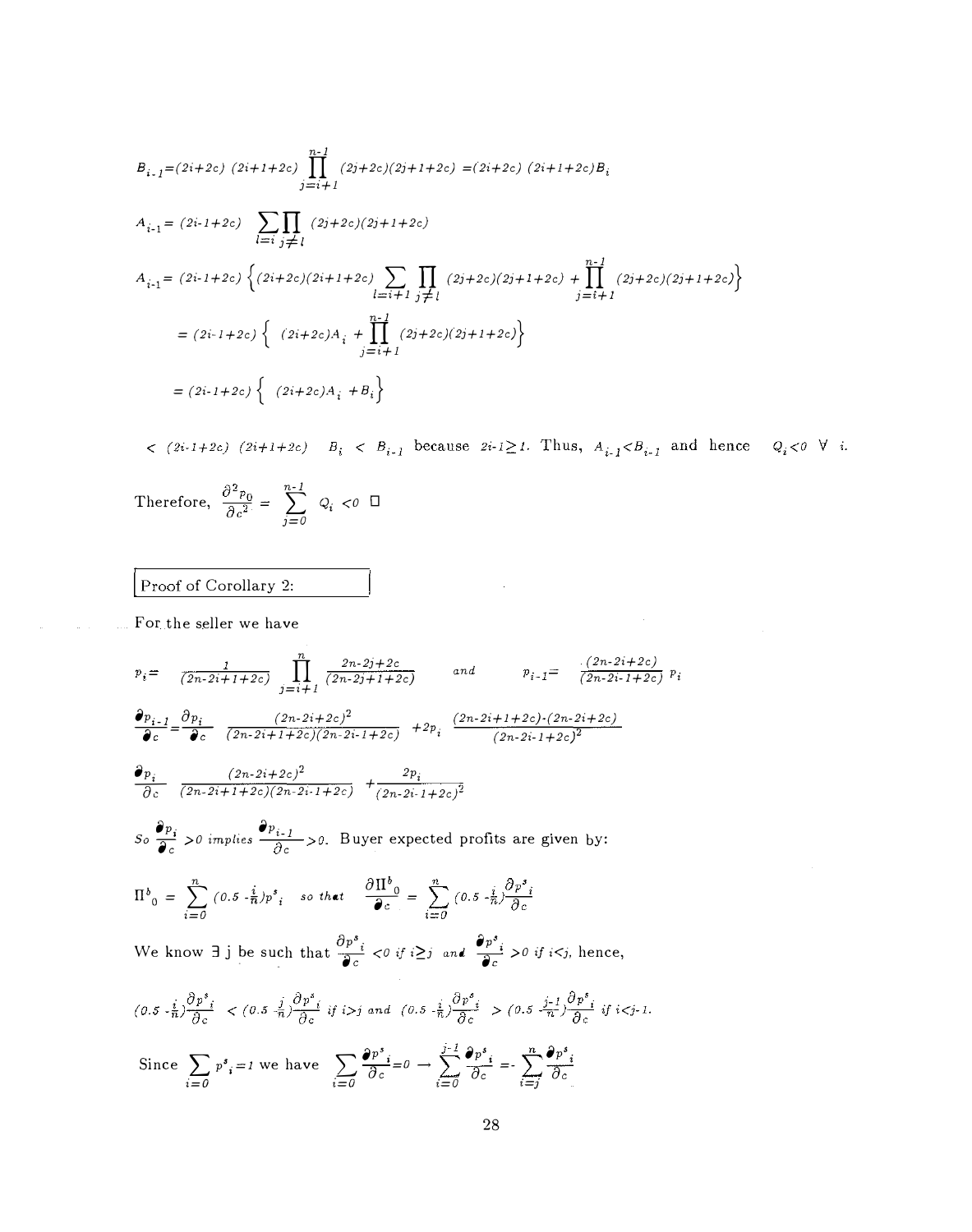$$B_{i-1}=(2i+2c)\ (2i+1+2c)\prod_{j=i+1}^{n-1}(2j+2c)(2j+1+2c)=(2i+2c)\ (2i+1+2c)B_i$$

$$A_{i-1}=(2i\text{-}1+2c)\ \sum_{l=i}\prod_{j\neq l}(2j+2c)(2j+1+2c)$$

$$A_{i-1}=(2i\text{-}1+2c)\left\{(2i+2c)(2i+1+2c)\sum_{l=i+1}\prod_{j\neq l}(2j+2c)(2j+1+2c)+\prod_{j=i+1}^{n-1}(2j+2c)(2j+1+2c)\right\}$$

$$=(2i\text{-}1+2c)\left\{\ (2i+2c)A_i+\prod_{j=i+1}^{n-1}(2j+2c)(2j+1+2c)\right\}$$

$$=(2i\text{-}1+2c)\left\{\ (2i+2c)A_i+B_i\right\}$$

$<(2i\text{-}1+2c)\ (2i+1+2c)\quad B_i\ <\ B_{i-1}$ because $2i\text{-}1\geq 1$. Thus, $A_{i-1}<B_{i-1}$ and hence $Q_i<0\ \forall\ i$.

Therefore, $\dfrac{\partial^2 p_0}{\partial c^2}=\displaystyle\sum_{j=0}^{n-1}Q_i<0$ □

## Proof of Corollary 2:

For the seller we have

$$p_i=\frac{1}{(2n\text{-}2i+1+2c)}\prod_{j=i+1}^{n}\frac{2n\text{-}2j+2c}{(2n\text{-}2j+1+2c)}\qquad\text{and}\qquad p_{i-1}=\frac{(2n\text{-}2i+2c)}{(2n\text{-}2i\text{-}1+2c)}\,p_i$$

$$\frac{\partial p_{i-1}}{\partial c}=\frac{\partial p_i}{\partial c}\ \frac{(2n\text{-}2i+2c)^2}{(2n\text{-}2i+1+2c)(2n\text{-}2i\text{-}1+2c)}+2p_i\ \frac{(2n\text{-}2i+1+2c)\text{-}(2n\text{-}2i+2c)}{(2n\text{-}2i\text{-}1+2c)^2}$$

$$\frac{\partial p_i}{\partial c}\ \frac{(2n\text{-}2i+2c)^2}{(2n\text{-}2i+1+2c)(2n\text{-}2i\text{-}1+2c)}+\frac{2p_i}{(2n\text{-}2i\text{-}1+2c)^2}$$

So $\dfrac{\partial p_i}{\partial c}>0$ implies $\dfrac{\partial p_{i-1}}{\partial c}>0$. Buyer expected profits are given by:

$$\Pi^b{}_0=\sum_{i=0}^{n}(0.5\ \text{-}\tfrac{i}{n})p^s{}_i\quad\text{so that}\quad\frac{\partial\Pi^b{}_0}{\partial c}=\sum_{i=0}^{n}(0.5\ \text{-}\tfrac{i}{n})\frac{\partial p^s{}_i}{\partial c}$$

We know $\exists$ j be such that $\dfrac{\partial p^s{}_i}{\partial c}<0$ if $i\geq j$ and $\dfrac{\partial p^s{}_i}{\partial c}>0$ if $i<j$, hence,

$$(0.5\ \text{-}\tfrac{i}{n})\frac{\partial p^s{}_i}{\partial c}\ <(0.5\ \text{-}\tfrac{j}{n})\frac{\partial p^s{}_i}{\partial c}\ \text{if } i>j\ \text{and}\ (0.5\ \text{-}\tfrac{i}{n})\frac{\partial p^s{}_i}{\partial c}\ >(0.5\ \text{-}\tfrac{j-1}{n})\frac{\partial p^s{}_i}{\partial c}\ \text{if } i<j\text{-}1.$$

Since $\displaystyle\sum_{i=0}p^s{}_i=1$ we have $\displaystyle\sum_{i=0}\frac{\partial p^s{}_i}{\partial c}=0\rightarrow\sum_{i=0}^{j-1}\frac{\partial p^s{}_i}{\partial c}=-\sum_{i=j}^{n}\frac{\partial p^s{}_i}{\partial c}$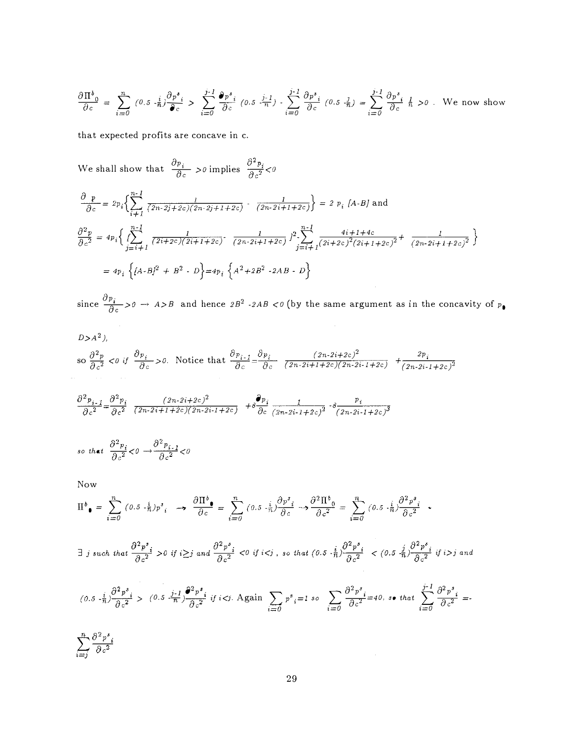$\frac{\partial \Pi^b_0}{\partial c} = \sum_{i=0}^{n} (0.5 - \frac{i}{n}) \frac{\partial p^s_i}{\partial c} > \sum_{i=0}^{j-1} \frac{\partial p^s_i}{\partial c} (0.5 - \frac{j-1}{n}) - \sum_{i=0}^{j-1} \frac{\partial p^s_i}{\partial c} (0.5 - \frac{j}{n}) = \sum_{i=0}^{j-1} \frac{\partial p^s_i}{\partial c} \frac{1}{n} > 0$ . We now show that expected profits are concave in c.

We shall show that $\frac{\partial p_i}{\partial c} > 0$ implies $\frac{\partial^2 p_i}{\partial c^2} < 0$

$$\frac{\partial p}{\partial c} = 2p_i \left\{ \sum_{i+1}^{n-1} \frac{1}{(2n-2j+2c)(2n-2j+1+2c)} - \frac{1}{(2n-2i+1+2c)} \right\} = 2 p_i [A-B] \text{ and}$$

$$\frac{\partial^2 p}{\partial c^2} = 4p_i \left\{ \left( \sum_{j=i+1}^{n-1} \frac{1}{(2i+2c)(2i+1+2c)} - \frac{1}{(2n-2i+1+2c)} \right)^2 - \sum_{j=i+1}^{n-1} \frac{4i+1+4c}{(2i+2c)^2(2i+1+2c)^2} + \frac{1}{(2n-2i+1+2c)^2} \right\}$$

$$= 4p_i \left\{ [A-B]^2 + B^2 - D \right\} = 4p_i \left\{ A^2 + 2B^2 - 2AB - D \right\}$$

since $\frac{\partial p_i}{\partial c} > 0 \rightarrow A > B$ and hence $2B^2 - 2AB < 0$ (by the same argument as in the concavity of $p_0$

$D > A^2$),

so $\frac{\partial^2 p}{\partial c^2} < 0$ if $\frac{\partial p_i}{\partial c} > 0$. Notice that $\frac{\partial p_{i-1}}{\partial c} = \frac{\partial p_i}{\partial c} \frac{(2n-2i+2c)^2}{(2n-2i+1+2c)(2n-2i-1+2c)} + \frac{2p_i}{(2n-2i-1+2c)^2}$

$$\frac{\partial^2 p_{i-1}}{\partial c^2} = \frac{\partial^2 p_i}{\partial c^2} \frac{(2n-2i+2c)^2}{(2n-2i+1+2c)(2n-2i-1+2c)} + 8\frac{\partial p_i}{\partial c} \frac{1}{(2n-2i-1+2c)^2} - 8\frac{p_i}{(2n-2i-1+2c)^3}$$

so that $\frac{\partial^2 p_i}{\partial c^2} < 0 \rightarrow \frac{\partial^2 p_{i-1}}{\partial c^2} < 0$

Now

$\Pi^b_0 = \sum_{i=0}^{n} (0.5 - \frac{i}{n}) p^s_i \rightarrow \frac{\partial \Pi^b_0}{\partial c} = \sum_{i=0}^{n} (0.5 - \frac{i}{n}) \frac{\partial p^s_i}{\partial c} \rightarrow \frac{\partial^2 \Pi^b_0}{\partial c^2} = \sum_{i=0}^{n} (0.5 - \frac{i}{n}) \frac{\partial^2 p^s_i}{\partial c^2}$ .

$\exists$ $j$ such that $\frac{\partial^2 p^s_i}{\partial c^2} > 0$ if $i \geq j$ and $\frac{\partial^2 p^s_i}{\partial c^2} < 0$ if $i < j$ , so that $(0.5 - \frac{i}{n}) \frac{\partial^2 p^s_i}{\partial c^2} < (0.5 - \frac{j}{n}) \frac{\partial^2 p^s_i}{\partial c^2}$ if $i > j$ and

$(0.5 - \frac{i}{n}) \frac{\partial^2 p^s_i}{\partial c^2} > (0.5 - \frac{j-1}{n}) \frac{\partial^2 p^s_i}{\partial c^2}$ if $i < j$. Again $\sum_{i=0} p^s_i = 1$ so $\sum_{i=0} \frac{\partial^2 p^s_i}{\partial c^2} = 40$, so that $\sum_{i=0}^{j-1} \frac{\partial^2 p^s_i}{\partial c^2} = -$

$\sum_{i=j}^{n} \frac{\partial^2 p^s_i}{\partial c^2}$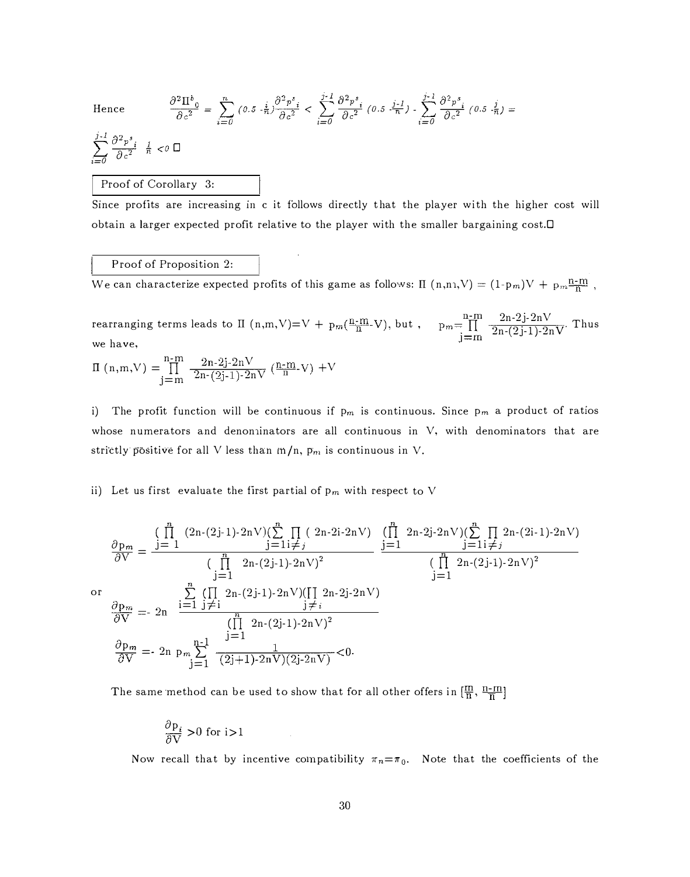Hence $$\frac{\partial^2 \Pi^b_0}{\partial c^2} = \sum_{i=0}^{n} (0.5 - \tfrac{i}{n})\frac{\partial^2 p^s_i}{\partial c^2} < \sum_{i=0}^{j-1} \frac{\partial^2 p^s_i}{\partial c^2} (0.5 - \tfrac{j-1}{n}) - \sum_{i=0}^{j-1} \frac{\partial^2 p^s_i}{\partial c^2} (0.5 - \tfrac{j}{n}) =$$

$$\sum_{i=0}^{j-1} \frac{\partial^2 p^s_i}{\partial c^2} \frac{1}{n} < 0 \;\square$$

**Proof of Corollary 3:**

Since profits are increasing in c it follows directly that the player with the higher cost will obtain a larger expected profit relative to the player with the smaller bargaining cost.□

**Proof of Proposition 2:**

We can characterize expected profits of this game as follows: $\Pi(n,m,V) = (1-p_m)V + p_m\frac{n-m}{n}$,

rearranging terms leads to $\Pi(n,m,V) = V + p_m(\frac{n-m}{n} - V)$, but, $p_m = \prod_{j=m}^{n-m} \frac{2n-2j-2nV}{2n-(2j-1)-2nV}$. Thus we have,

$$\Pi(n,m,V) = \prod_{j=m}^{n-m} \frac{2n-2j-2nV}{2n-(2j-1)-2nV} \left(\frac{n-m}{n} - V\right) + V$$

i) The profit function will be continuous if $p_m$ is continuous. Since $p_m$ a product of ratios whose numerators and denominators are all continuous in V, with denominators that are strictly positive for all V less than m/n, $p_m$ is continuous in V.

ii) Let us first evaluate the first partial of $p_m$ with respect to V

$$\frac{\partial p_m}{\partial V} = \frac{\left(\prod_{j=1}^{n} (2n-(2j-1)-2nV)\right)\left(\sum_{j=1}^{n} \prod_{i \neq j} (2n-2i-2nV)\right)}{\left(\prod_{j=1}^{n} 2n-(2j-1)-2nV\right)^2} \;\; \frac{\left(\prod_{j=1}^{n} 2n-2j-2nV\right)\left(\sum_{j=1}^{n} \prod_{i \neq j} 2n-(2i-1)-2nV\right)}{\left(\prod_{j=1}^{n} 2n-(2j-1)-2nV\right)^2}$$

or

$$\frac{\partial p_m}{\partial V} = -2n \frac{\sum_{i=1}^{n} \left(\prod_{j \neq i} 2n-(2j-1)-2nV\right)\left(\prod_{j \neq i} 2n-2j-2nV\right)}{\left(\prod_{j=1}^{n} 2n-(2j-1)-2nV\right)^2}$$

$$\frac{\partial p_m}{\partial V} = -2n\, p_m \sum_{j=1}^{n-1} \frac{1}{(2j+1)-2nV)(2j-2nV)} < 0.$$

The same method can be used to show that for all other offers in $[\frac{m}{n}, \frac{n-m}{n}]$

$$\frac{\partial p_i}{\partial V} > 0 \text{ for } i > 1$$

Now recall that by incentive compatibility $\pi_n = \pi_0$. Note that the coefficients of the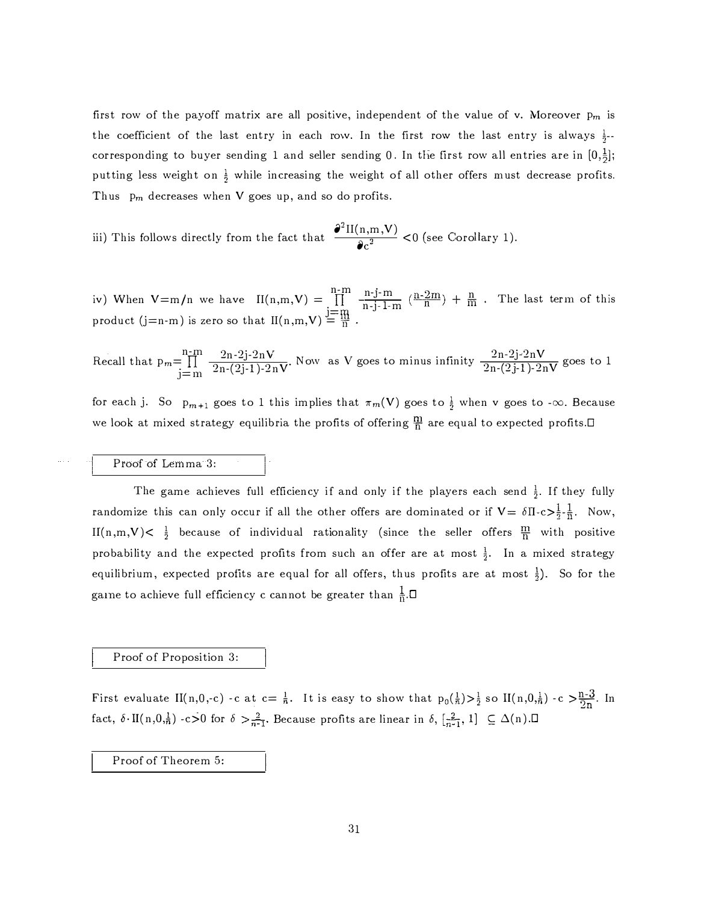first row of the payoff matrix are all positive, independent of the value of v. Moreover $p_m$ is the coefficient of the last entry in each row. In the first row the last entry is always $\frac{1}{2}$-- corresponding to buyer sending 1 and seller sending 0. In the first row all entries are in $[0,\frac{1}{2}]$; putting less weight on $\frac{1}{2}$ while increasing the weight of all other offers must decrease profits. Thus $p_m$ decreases when V goes up, and so do profits.

iii) This follows directly from the fact that $\dfrac{\partial^2 \Pi(n,m,V)}{\partial c^2} < 0$ (see Corollary 1).

iv) When $V=m/n$ we have $\Pi(n,m,V) = \prod_{j=m}^{n-m} \frac{n-j-m}{n-j-1-m} \left(\frac{n-2m}{n}\right) + \frac{n}{m}$ . The last term of this product (j=n-m) is zero so that $\Pi(n,m,V) = \frac{m}{n}$ .

Recall that $p_m = \prod_{j=m}^{n-m} \frac{2n-2j-2nV}{2n-(2j-1)-2nV}$. Now as V goes to minus infinity $\frac{2n-2j-2nV}{2n-(2j-1)-2nV}$ goes to 1

for each j. So $p_{m+1}$ goes to 1 this implies that $\pi_m(V)$ goes to $\frac{1}{2}$ when v goes to $-\infty$. Because we look at mixed strategy equilibria the profits of offering $\frac{m}{n}$ are equal to expected profits.□

Proof of Lemma 3:

The game achieves full efficiency if and only if the players each send $\frac{1}{2}$. If they fully randomize this can only occur if all the other offers are dominated or if $V = \delta\Pi - c > \frac{1}{2} - \frac{1}{n}$. Now, $\Pi(n,m,V) < \frac{1}{2}$ because of individual rationality (since the seller offers $\frac{m}{n}$ with positive probability and the expected profits from such an offer are at most $\frac{1}{2}$. In a mixed strategy equilibrium, expected profits are equal for all offers, thus profits are at most $\frac{1}{2}$). So for the game to achieve full efficiency c cannot be greater than $\frac{1}{n}$.□

Proof of Proposition 3:

First evaluate $\Pi(n,0,-c)$ -c at $c=\frac{1}{n}$. It is easy to show that $p_0(\frac{1}{n}) > \frac{1}{2}$ so $\Pi(n,0,\frac{1}{n})$ -c $> \frac{n-3}{2n}$. In fact, $\delta \cdot \Pi(n,0,\frac{1}{n})$ -c$>0$ for $\delta > \frac{2}{n-1}$. Because profits are linear in $\delta$, $[\frac{2}{n-1}, 1] \subseteq \Delta(n)$.□

Proof of Theorem 5: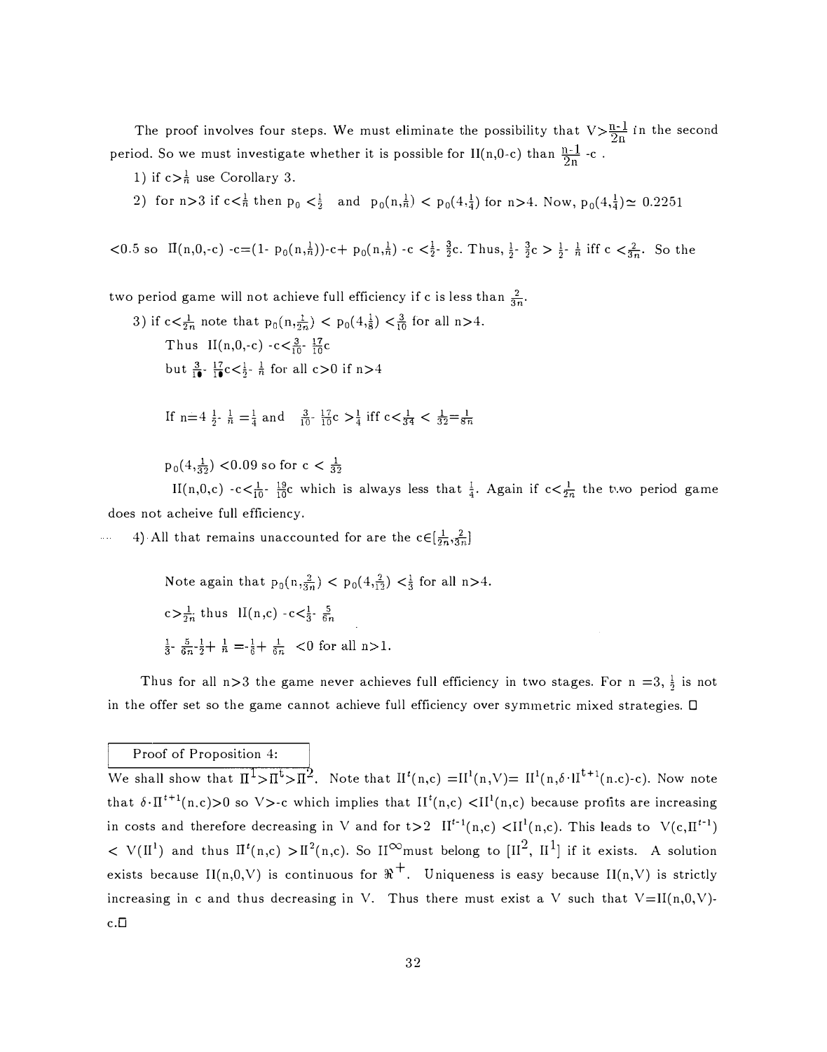The proof involves four steps. We must eliminate the possibility that $V>\frac{n-1}{2n}$ in the second period. So we must investigate whether it is possible for $\Pi(n,0\text{-}c)$ than $\frac{n-1}{2n}$ -c .

1) if $c>\frac{1}{n}$ use Corollary 3.

2) for n>3 if $c<\frac{1}{n}$ then $p_0<\frac{1}{2}$ and $p_0(n,\frac{1}{n}) < p_0(4,\frac{1}{4})$ for n>4. Now, $p_0(4,\frac{1}{4})\simeq 0.2251$ $<0.5$ so $\Pi(n,0,\text{-}c)$ $\text{-}c=(1\text{-}\ p_0(n,\frac{1}{n}))\text{-}c+\ p_0(n,\frac{1}{n})$ $\text{-}c <\frac{1}{2}\text{-}\ \frac{3}{2}c$. Thus, $\frac{1}{2}\text{-}\ \frac{3}{2}c > \frac{1}{2}\text{-}\ \frac{1}{n}$ iff $c <\frac{2}{3n}$. So the two period game will not achieve full efficiency if c is less than $\frac{2}{3n}$.

3) if $c<\frac{1}{2n}$ note that $p_0(n,\frac{1}{2n}) < p_0(4,\frac{1}{8}) <\frac{3}{10}$ for all n>4.

Thus $\Pi(n,0,\text{-}c)$ $\text{-}c<\frac{3}{10}\text{-}\ \frac{17}{10}c$

but $\frac{3}{10}\text{-}\ \frac{17}{10}c<\frac{1}{2}\text{-}\ \frac{1}{n}$ for all c>0 if n>4

If n=4 $\frac{1}{2}\text{-}\ \frac{1}{n}=\frac{1}{4}$ and $\frac{3}{10}\text{-}\ \frac{17}{10}c >\frac{1}{4}$ iff $c<\frac{1}{34} < \frac{1}{32}=\frac{1}{8n}$

$p_0(4,\frac{1}{32})$ <0.09 so for $c < \frac{1}{32}$

$\Pi(n,0,c)$ $\text{-}c<\frac{1}{10}\text{-}\ \frac{19}{10}c$ which is always less that $\frac{1}{4}$. Again if $c<\frac{1}{2n}$ the two period game does not acheive full efficiency.

4) All that remains unaccounted for are the $c\in[\frac{1}{2n},\frac{2}{3n}]$

Note again that $p_0(n,\frac{2}{3n}) < p_0(4,\frac{2}{12}) <\frac{1}{3}$ for all n>4.

$c>\frac{1}{2n}$ thus $\Pi(n,c)$ $\text{-}c<\frac{1}{3}\text{-}\ \frac{5}{6n}$

$\frac{1}{3}\text{-}\ \frac{5}{6n}\text{-}\frac{1}{2}+\ \frac{1}{n}=\text{-}\frac{1}{6}+\ \frac{1}{6n}$ <0 for all n>1.

Thus for all n>3 the game never achieves full efficiency in two stages. For n =3, $\frac{1}{2}$ is not in the offer set so the game cannot achieve full efficiency over symmetric mixed strategies. □

**Proof of Proposition 4:**

We shall show that $\Pi^1>\Pi^t>\Pi^2$. Note that $\Pi^t(n,c) =\Pi^1(n,V)= \Pi^1(n,\delta\cdot\Pi^{t+1}(n,c)\text{-}c)$. Now note that $\delta\cdot\Pi^{t+1}(n,c)>0$ so $V>\text{-}c$ which implies that $\Pi^t(n,c) <\Pi^1(n,c)$ because profits are increasing in costs and therefore decreasing in V and for t>2 $\Pi^{t-1}(n,c) <\Pi^1(n,c)$. This leads to $V(c,\Pi^{t-1}) < V(\Pi^1)$ and thus $\Pi^t(n,c) >\Pi^2(n,c)$. So $\Pi^{\infty}$must belong to $[\Pi^2, \Pi^1]$ if it exists. A solution exists because $\Pi(n,0,V)$ is continuous for $\Re^+$. Uniqueness is easy because $\Pi(n,V)$ is strictly increasing in c and thus decreasing in V. Thus there must exist a V such that $V=\Pi(n,0,V)\text{-}c$.□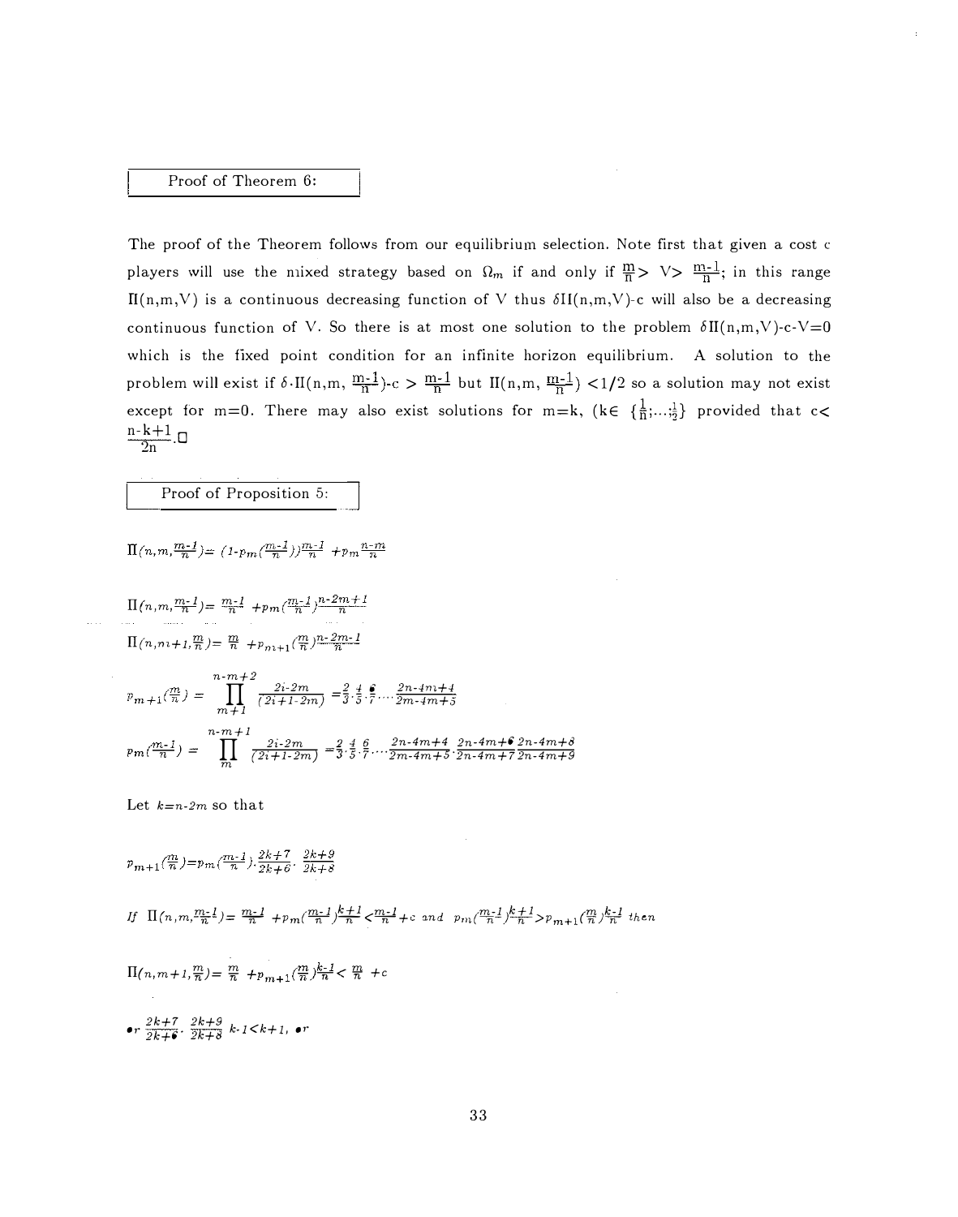**Proof of Theorem 6:**

The proof of the Theorem follows from our equilibrium selection. Note first that given a cost c players will use the mixed strategy based on $\Omega_m$ if and only if $\frac{m}{n} > V > \frac{m-1}{n}$; in this range $\Pi(n,m,V)$ is a continuous decreasing function of V thus $\delta\Pi(n,m,V)$-c will also be a decreasing continuous function of V. So there is at most one solution to the problem $\delta\Pi(n,m,V)-c-V=0$ which is the fixed point condition for an infinite horizon equilibrium. A solution to the problem will exist if $\delta\cdot\Pi(n,m,\frac{m-1}{n})-c > \frac{m-1}{n}$ but $\Pi(n,m,\frac{m-1}{n}) < 1/2$ so a solution may not exist except for m=0. There may also exist solutions for m=k, ($k\in\{\frac{1}{n};\ldots;\frac{1}{2}\}$ provided that $c< \frac{n-k+1}{2n}$.□

**Proof of Proposition 5:**

$$\Pi(n,m,\tfrac{m-1}{n}) = (1-p_m(\tfrac{m-1}{n}))\tfrac{m-1}{n} + p_m\tfrac{n-m}{n}$$

$$\Pi(n,m,\tfrac{m-1}{n}) = \tfrac{m-1}{n} + p_m(\tfrac{m-1}{n})\tfrac{n-2m+1}{n}$$

$$\Pi(n,m+1,\tfrac{m}{n}) = \tfrac{m}{n} + p_{m+1}(\tfrac{m}{n})\tfrac{n-2m-1}{n}$$

$$p_{m+1}(\tfrac{m}{n}) = \prod_{m+1}^{n-m+2}\frac{2i-2m}{(2i+1-2m)} = \tfrac{2}{3}\cdot\tfrac{4}{5}\cdot\tfrac{6}{7}\cdots\tfrac{2n-4m+4}{2m-4m+5}$$

$$p_m(\tfrac{m-1}{n}) = \prod_{m}^{n-m+1}\frac{2i-2m}{(2i+1-2m)} = \tfrac{2}{3}\cdot\tfrac{4}{5}\cdot\tfrac{6}{7}\cdots\tfrac{2n-4m+4}{2m-4m+5}\cdot\tfrac{2n-4m+6}{2n-4m+7}\cdot\tfrac{2n-4m+8}{2n-4m+9}$$

Let $k=n-2m$ so that

$$p_{m+1}(\tfrac{m}{n}) = p_m(\tfrac{m-1}{n})\cdot\frac{2k+7}{2k+6}\cdot\frac{2k+9}{2k+8}$$

If $\Pi(n,m,\frac{m-1}{n}) = \frac{m-1}{n} + p_m(\frac{m-1}{n})\frac{k+1}{n} < \frac{m-1}{n} + c$ and $p_m(\frac{m-1}{n})\frac{k+1}{n} > p_{m+1}(\frac{m}{n})\frac{k-1}{n}$ then

$$\Pi(n,m+1,\tfrac{m}{n}) = \tfrac{m}{n} + p_{m+1}(\tfrac{m}{n})\tfrac{k-1}{n} < \tfrac{m}{n} + c$$

or $\frac{2k+7}{2k+6}\cdot\frac{2k+9}{2k+8}\,k-1 < k+1$, or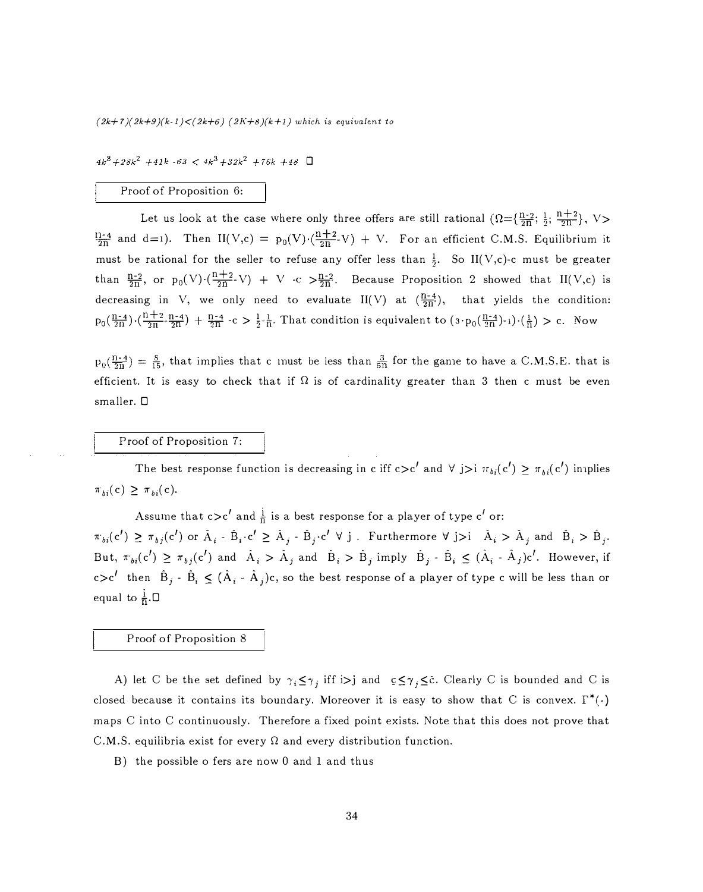$(2k+7)(2k+9)(k-1)<(2k+6)\ (2K+8)(k+1)$ which is equivalent to

$4k^3+28k^2+41k-63 < 4k^3+32k^2+76k+48$ □

### Proof of Proposition 6:

Let us look at the case where only three offers are still rational ($\Omega=\{\frac{n-2}{2n};\ \frac{1}{2};\ \frac{n+2}{2n}\}$, $V> \frac{n-4}{2n}$ and $d=1$). Then $\Pi(V,c) = p_0(V)\cdot(\frac{n+2}{2n}-V) + V$. For an efficient C.M.S. Equilibrium it must be rational for the seller to refuse any offer less than $\frac{1}{2}$. So $\Pi(V,c)$-c must be greater than $\frac{n-2}{2n}$, or $p_0(V)\cdot(\frac{n+2}{2n}-V) + V - c > \frac{n-2}{2n}$. Because Proposition 2 showed that $\Pi(V,c)$ is decreasing in V, we only need to evaluate $\Pi(V)$ at $(\frac{n-4}{2n})$, that yields the condition: $p_0(\frac{n-4}{2n})\cdot(\frac{n+2}{2n}-\frac{n-4}{2n}) + \frac{n-4}{2n} - c > \frac{1}{2}-\frac{1}{n}$. That condition is equivalent to $(3\cdot p_0(\frac{n-4}{2n})-1)\cdot(\frac{1}{n}) > c$. Now

$p_0(\frac{n-4}{2n}) = \frac{8}{15}$, that implies that c must be less than $\frac{3}{5n}$ for the game to have a C.M.S.E. that is efficient. It is easy to check that if $\Omega$ is of cardinality greater than 3 then c must be even smaller. □

### Proof of Proposition 7:

The best response function is decreasing in c iff $c>c'$ and $\forall$ $j>i$ $\pi_{bj}(c') \geq \pi_{bi}(c')$ implies $\pi_{bi}(c) \geq \pi_{bi}(c)$.

Assume that $c>c'$ and $\frac{i}{n}$ is a best response for a player of type $c'$ or:
$\pi_{bi}(c') \geq \pi_{bj}(c')$ or $\hat{A}_i - \hat{B}_i\cdot c' \geq \hat{A}_j - \hat{B}_j\cdot c'$ $\forall$ j . Furthermore $\forall$ $j>i$ $\hat{A}_i > \hat{A}_j$ and $\hat{B}_i > \hat{B}_j$. But, $\pi_{bi}(c') \geq \pi_{bj}(c')$ and $\hat{A}_i > \hat{A}_j$ and $\hat{B}_i > \hat{B}_j$ imply $\hat{B}_j - \hat{B}_i \leq (\hat{A}_i - \hat{A}_j)c'$. However, if $c>c'$ then $\hat{B}_j - \hat{B}_i \leq (\hat{A}_i - \hat{A}_j)c$, so the best response of a player of type c will be less than or equal to $\frac{i}{n}$.□

### Proof of Proposition 8

A) let C be the set defined by $\gamma_i \leq \gamma_j$ iff $i>j$ and $\underline{c} \leq \gamma_j \leq \bar{c}$. Clearly C is bounded and C is closed because it contains its boundary. Moreover it is easy to show that C is convex. $\Gamma^*(\cdot)$ maps C into C continuously. Therefore a fixed point exists. Note that this does not prove that C.M.S. equilibria exist for every $\Omega$ and every distribution function.

B) the possible o fers are now 0 and 1 and thus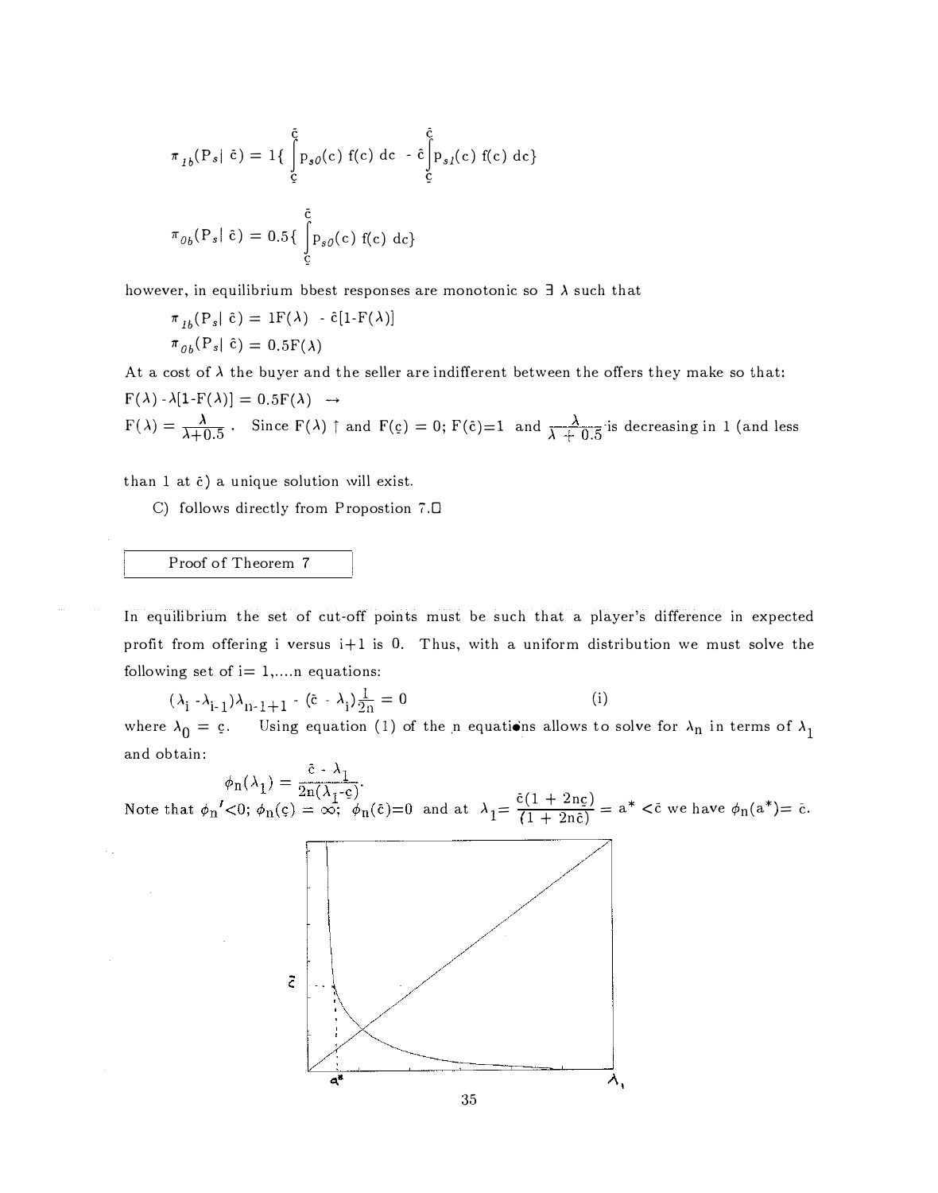$$\pi_{1b}(P_s|\,\hat{c}) = 1\{\int_{\underline{c}}^{\hat{c}} P_{s0}(c)\, f(c)\, dc \; - \hat{c}\int_{\underline{c}}^{\hat{c}} P_{s1}(c)\, f(c)\, dc\}$$

$$\pi_{0b}(P_s|\,\hat{c}) = 0.5\{\int_{\underline{c}}^{\hat{c}} P_{s0}(c)\, f(c)\, dc\}$$

however, in equilibrium bbest responses are monotonic so $\exists\ \lambda$ such that

$$\pi_{1b}(P_s|\,\hat{c}) = 1F(\lambda) \; - \hat{c}[1\text{-}F(\lambda)]$$

$$\pi_{0b}(P_s|\,\hat{c}) = 0.5F(\lambda)$$

At a cost of $\lambda$ the buyer and the seller are indifferent between the offers they make so that:

$F(\lambda) - \lambda[1\text{-}F(\lambda)] = 0.5F(\lambda) \;\rightarrow$

$F(\lambda) = \frac{\lambda}{\lambda+0.5}$. Since $F(\lambda)\uparrow$ and $F(\underline{c}) = 0$; $F(\hat{c})=1$ and $\frac{\lambda}{\lambda+0.5}$ is decreasing in 1 (and less than 1 at $\hat{c}$) a unique solution will exist.

C) follows directly from Propostion 7.□

Proof of Theorem 7

In equilibrium the set of cut-off points must be such that a player's difference in expected profit from offering i versus i+1 is 0. Thus, with a uniform distribution we must solve the following set of i= 1,....n equations:

$$(\lambda_i - \lambda_{i-1})\lambda_{n-1+1} - (\hat{c} - \lambda_i)\frac{1}{2n} = 0 \qquad \text{(i)}$$

where $\lambda_0 = \underline{c}$. Using equation (1) of the n equations allows to solve for $\lambda_n$ in terms of $\lambda_1$ and obtain:

$$\phi_n(\lambda_1) = \frac{\hat{c} - \lambda_1}{2n(\lambda_1 - \underline{c})}.$$

Note that $\phi_n' < 0$; $\phi_n(\underline{c}) = \infty$; $\phi_n(\hat{c})=0$ and at $\lambda_1 = \frac{\hat{c}(1 + 2n\underline{c})}{(1 + 2n\hat{c})} = a^* < \hat{c}$ we have $\phi_n(a^*) = \hat{c}$.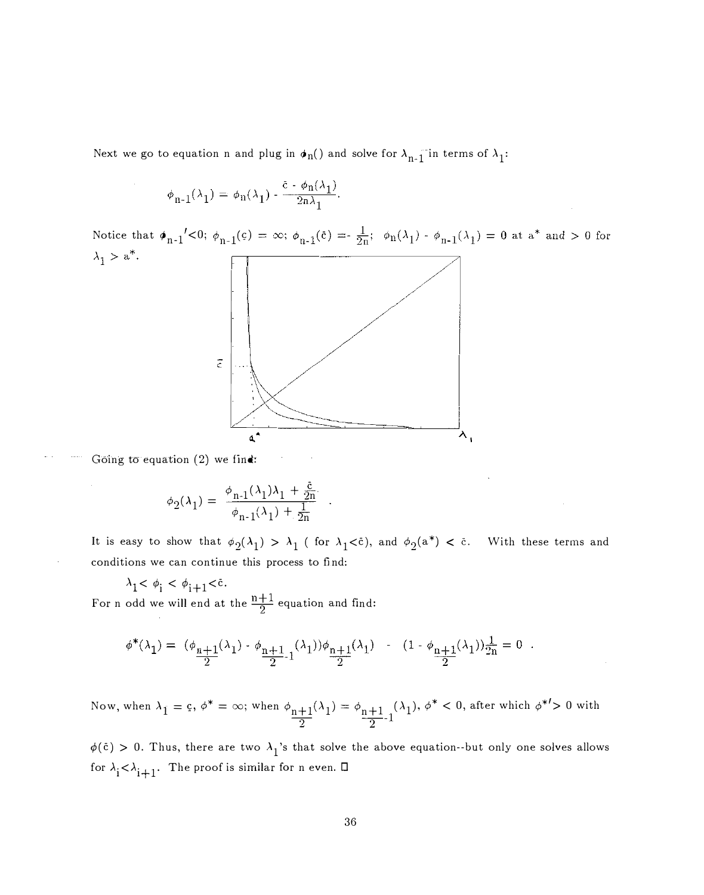Next we go to equation n and plug in $\phi_n()$ and solve for $\lambda_{n-1}$ in terms of $\lambda_1$:

$$\phi_{n-1}(\lambda_1) = \phi_n(\lambda_1) - \frac{\bar{c} - \phi_n(\lambda_1)}{2n\lambda_1}.$$

Notice that $\phi_{n-1}{}'<0$; $\phi_{n-1}(\underline{c}) = \infty$; $\phi_{n-1}(\bar{c}) = -\frac{1}{2n}$; $\phi_n(\lambda_1) - \phi_{n-1}(\lambda_1) = 0$ at $a^*$ and $> 0$ for $\lambda_1 > a^*$.

Going to equation (2) we find:

$$\phi_2(\lambda_1) = \frac{\phi_{n-1}(\lambda_1)\lambda_1 + \frac{\bar{c}}{2n}}{\phi_{n-1}(\lambda_1) + \frac{1}{2n}}.$$

It is easy to show that $\phi_2(\lambda_1) > \lambda_1$ ( for $\lambda_1 < \bar{c}$), and $\phi_2(a^*) < \bar{c}$. With these terms and conditions we can continue this process to find:

$\lambda_1 < \phi_i < \phi_{i+1} < \bar{c}$.

For n odd we will end at the $\frac{n+1}{2}$ equation and find:

$$\phi^*(\lambda_1) = (\phi_{\frac{n+1}{2}}(\lambda_1) - \phi_{\frac{n+1}{2}-1}(\lambda_1))\phi_{\frac{n+1}{2}}(\lambda_1) \quad - \quad (1 - \phi_{\frac{n+1}{2}}(\lambda_1))\frac{1}{2n} = 0 \ .$$

Now, when $\lambda_1 = \underline{c}$, $\phi^* = \infty$; when $\phi_{\frac{n+1}{2}}(\lambda_1) = \phi_{\frac{n+1}{2}-1}(\lambda_1)$, $\phi^* < 0$, after which $\phi^{*\prime} > 0$ with $\phi(\bar{c}) > 0$. Thus, there are two $\lambda_1$'s that solve the above equation--but only one solves allows for $\lambda_i < \lambda_{i+1}$. The proof is similar for n even. □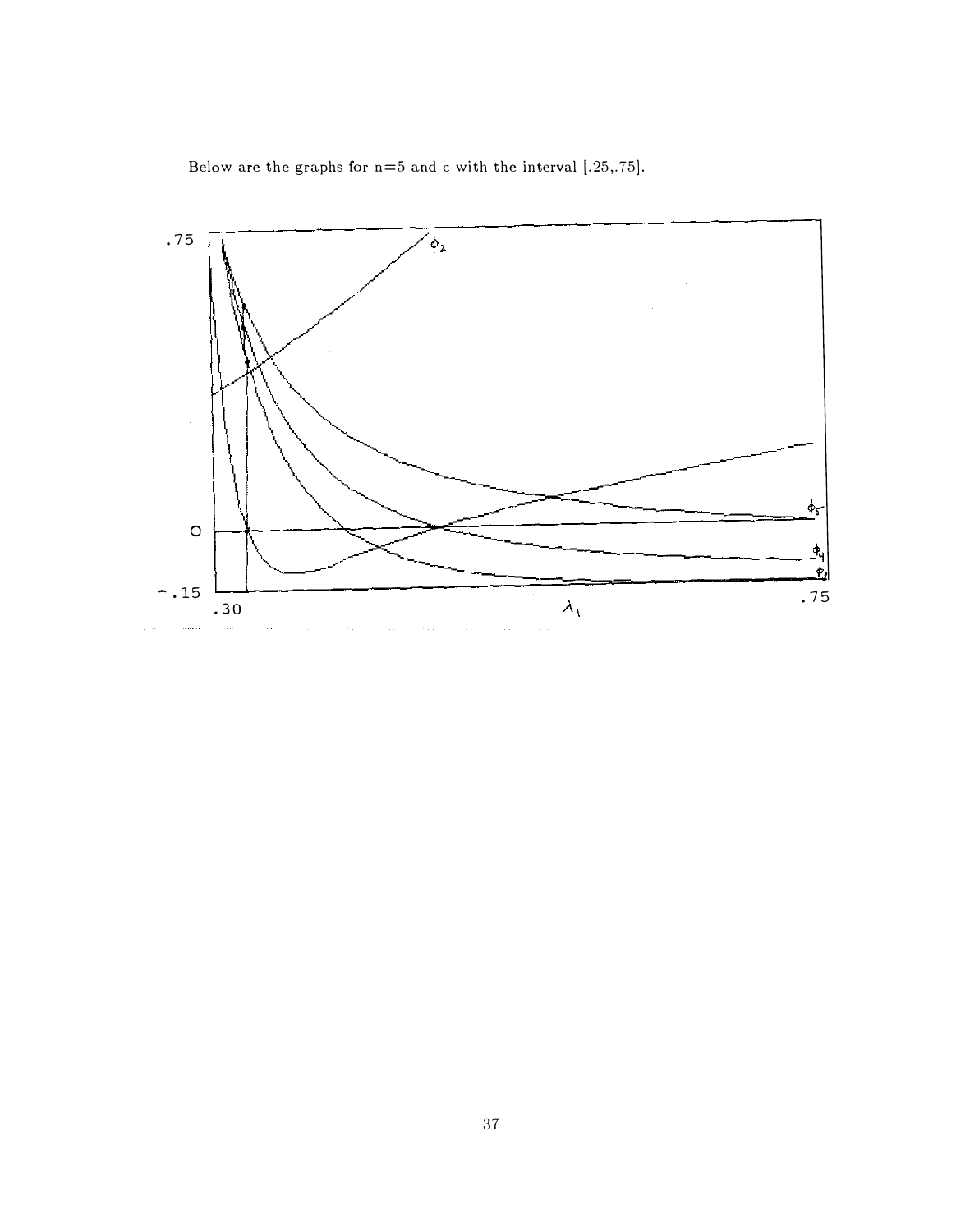Below are the graphs for n=5 and c with the interval [.25,.75].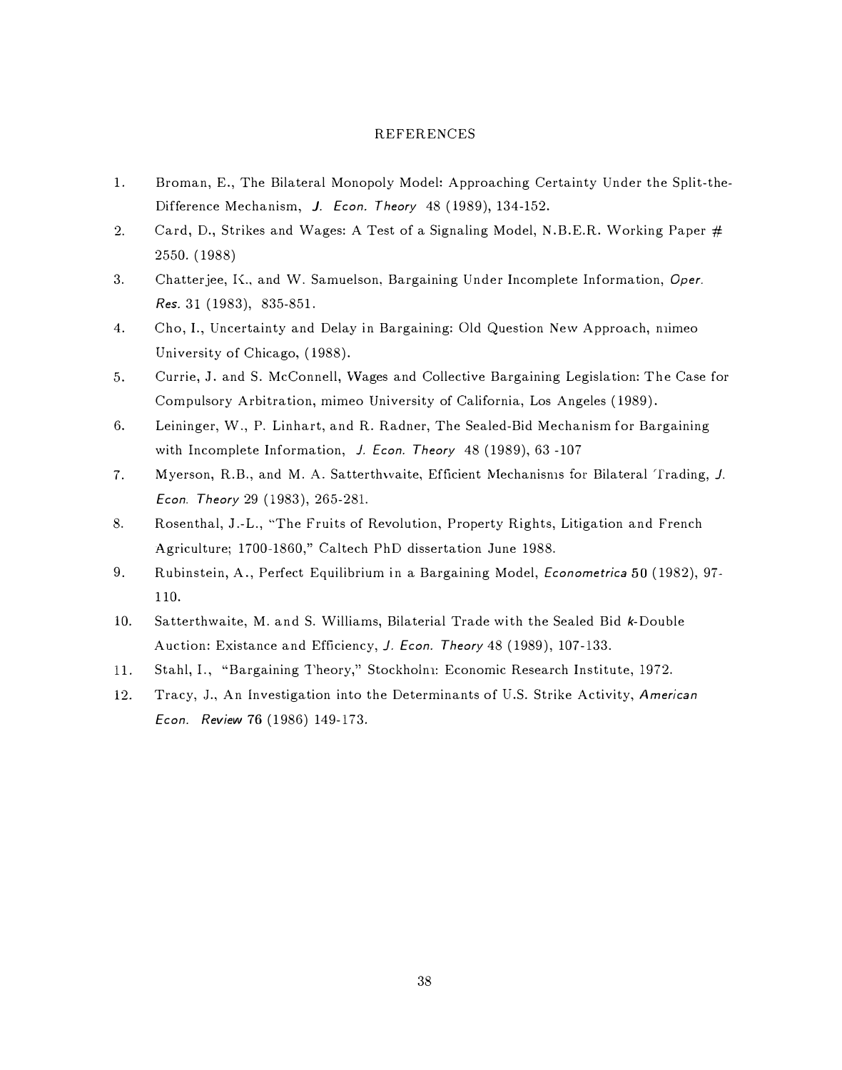## REFERENCES

1. Broman, E., The Bilateral Monopoly Model: Approaching Certainty Under the Split-the-Difference Mechanism, *J. Econ. Theory* 48 (1989), 134-152.
2. Card, D., Strikes and Wages: A Test of a Signaling Model, N.B.E.R. Working Paper # 2550. (1988)
3. Chatterjee, K., and W. Samuelson, Bargaining Under Incomplete Information, *Oper. Res.* 31 (1983), 835-851.
4. Cho, I., Uncertainty and Delay in Bargaining: Old Question New Approach, mimeo University of Chicago, (1988).
5. Currie, J. and S. McConnell, Wages and Collective Bargaining Legislation: The Case for Compulsory Arbitration, mimeo University of California, Los Angeles (1989).
6. Leininger, W., P. Linhart, and R. Radner, The Sealed-Bid Mechanism for Bargaining with Incomplete Information, *J. Econ. Theory* 48 (1989), 63 -107
7. Myerson, R.B., and M. A. Satterthwaite, Efficient Mechanisms for Bilateral Trading, *J. Econ. Theory* 29 (1983), 265-281.
8. Rosenthal, J.-L., "The Fruits of Revolution, Property Rights, Litigation and French Agriculture; 1700-1860," Caltech PhD dissertation June 1988.
9. Rubinstein, A., Perfect Equilibrium in a Bargaining Model, *Econometrica* 50 (1982), 97-110.
10. Satterthwaite, M. and S. Williams, Bilaterial Trade with the Sealed Bid *k*-Double Auction: Existance and Efficiency, *J. Econ. Theory* 48 (1989), 107-133.
11. Stahl, I., "Bargaining Theory," Stockholm: Economic Research Institute, 1972.
12. Tracy, J., An Investigation into the Determinants of U.S. Strike Activity, *American Econ. Review* 76 (1986) 149-173.